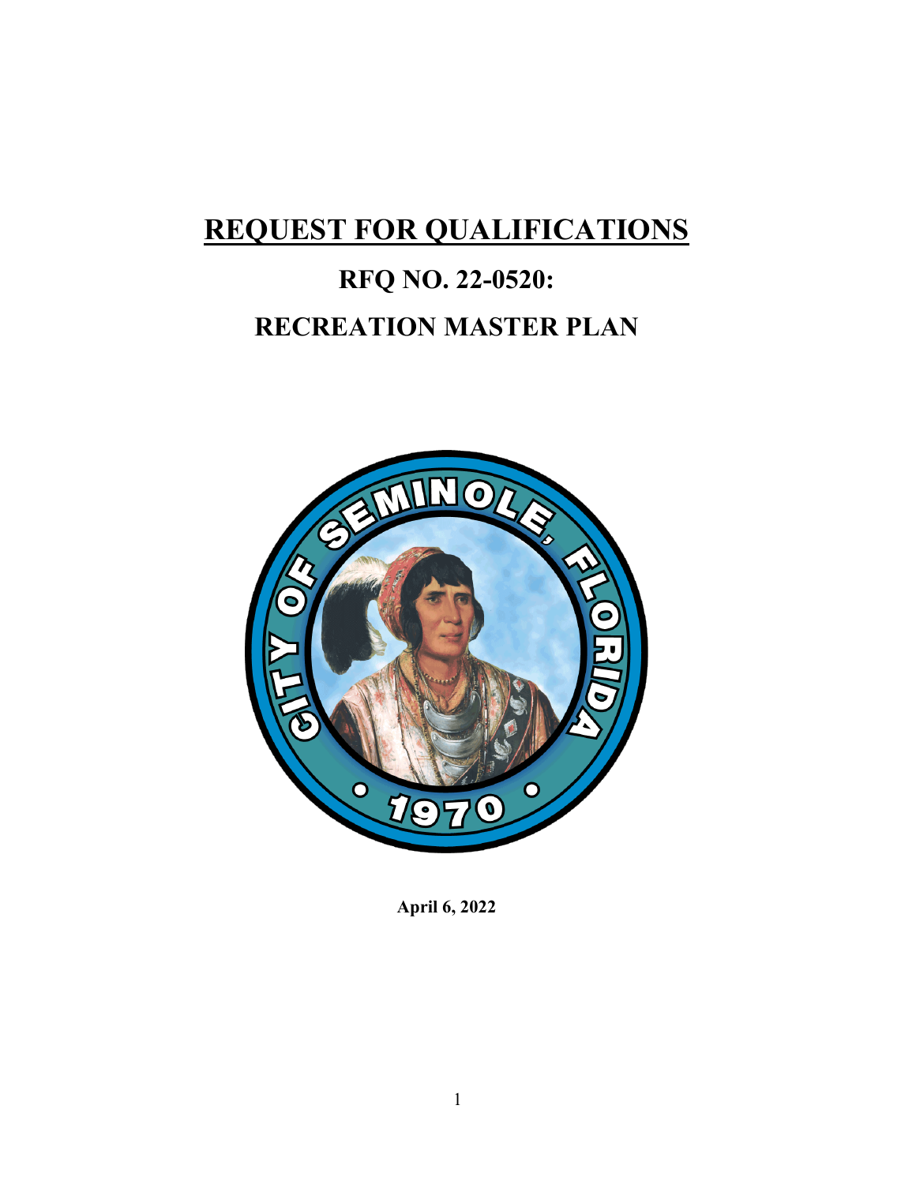# REQUEST FOR QUALIFICATIONS

## RFQ NO. 22-0520:

## RECREATION MASTER PLAN

**April 6, 2022**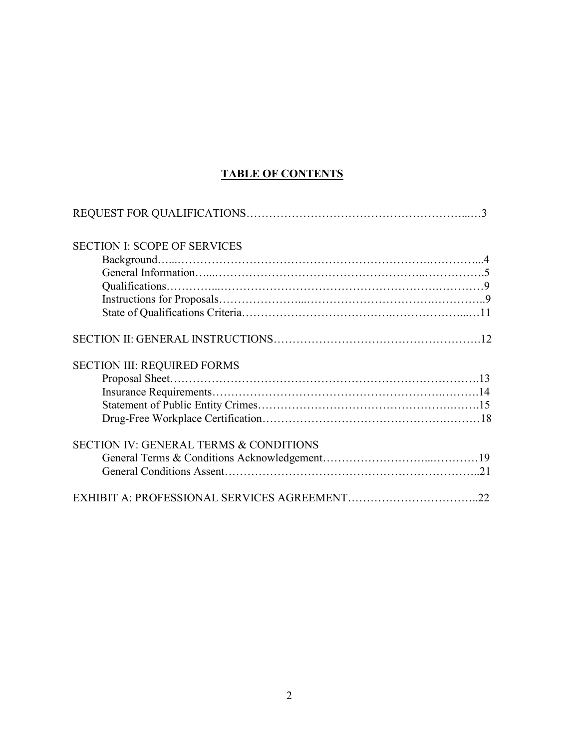# TABLE OF CONTENTS

REQUEST FOR QUALIFICATIONS…………………………………………………...…3

SECTION I: SCOPE OF SERVICES

- Background…...……………………………………………………….…………...4
- General Information…...…………………………………………..…………….5
- Qualifications…………...…………………………………………….…………9
- Instructions for Proposals…………………...………………………….………….9
- State of Qualifications Criteria…………….………………….………………...…11

SECTION II: GENERAL INSTRUCTIONS……………………………………………..12

SECTION III: REQUIRED FORMS

- Proposal Sheet………………………………………………………………….13
- Insurance Requirements…………………………………………………….……..14
- Statement of Public Entity Crimes…………………………………………….…..15
- Drug-Free Workplace Certification……………………………………….………18

SECTION IV: GENERAL TERMS & CONDITIONS

- General Terms & Conditions Acknowledgement……………………...…………19
- General Conditions Assent………………………………………………………..21

EXHIBIT A: PROFESSIONAL SERVICES AGREEMENT……………………….…..22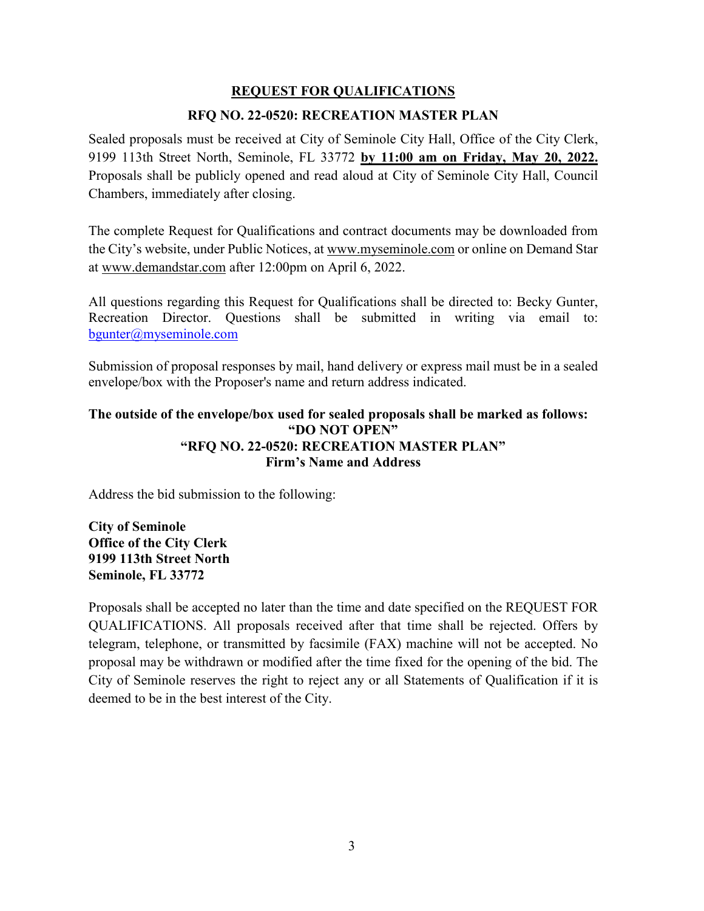## REQUEST FOR QUALIFICATIONS

### RFQ NO. 22-0520: RECREATION MASTER PLAN

Sealed proposals must be received at City of Seminole City Hall, Office of the City Clerk, 9199 113th Street North, Seminole, FL 33772 **by 11:00 am on Friday, May 20, 2022.** Proposals shall be publicly opened and read aloud at City of Seminole City Hall, Council Chambers, immediately after closing.

The complete Request for Qualifications and contract documents may be downloaded from the City's website, under Public Notices, at www.myseminole.com or online on Demand Star at www.demandstar.com after 12:00pm on April 6, 2022.

All questions regarding this Request for Qualifications shall be directed to: Becky Gunter, Recreation Director. Questions shall be submitted in writing via email to: bgunter@myseminole.com

Submission of proposal responses by mail, hand delivery or express mail must be in a sealed envelope/box with the Proposer's name and return address indicated.

**The outside of the envelope/box used for sealed proposals shall be marked as follows:**
**"DO NOT OPEN"**
**"RFQ NO. 22-0520: RECREATION MASTER PLAN"**
**Firm's Name and Address**

Address the bid submission to the following:

**City of Seminole**
**Office of the City Clerk**
**9199 113th Street North**
**Seminole, FL 33772**

Proposals shall be accepted no later than the time and date specified on the REQUEST FOR QUALIFICATIONS. All proposals received after that time shall be rejected. Offers by telegram, telephone, or transmitted by facsimile (FAX) machine will not be accepted. No proposal may be withdrawn or modified after the time fixed for the opening of the bid. The City of Seminole reserves the right to reject any or all Statements of Qualification if it is deemed to be in the best interest of the City.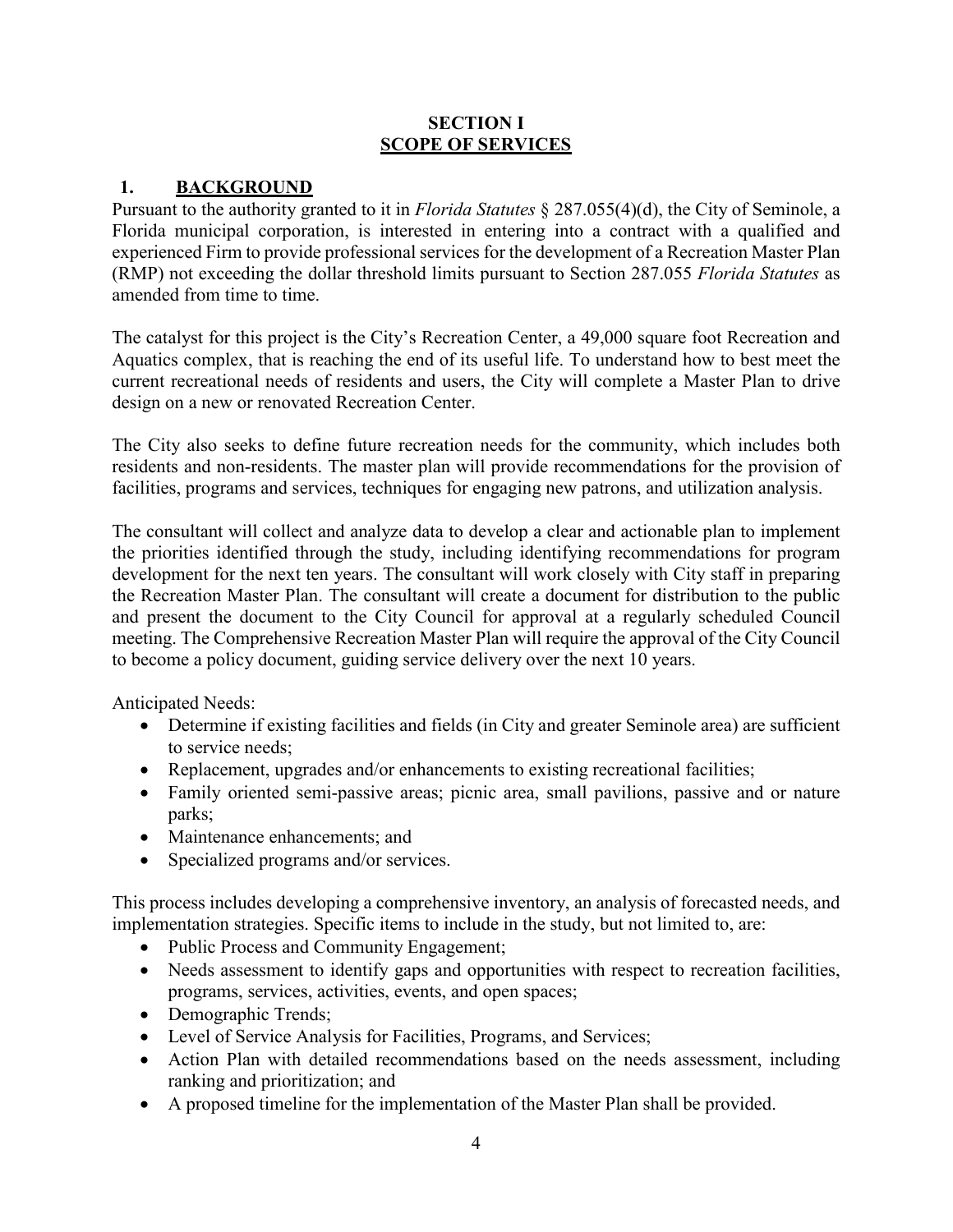# SECTION I
# SCOPE OF SERVICES

## 1. BACKGROUND

Pursuant to the authority granted to it in *Florida Statutes* § 287.055(4)(d), the City of Seminole, a Florida municipal corporation, is interested in entering into a contract with a qualified and experienced Firm to provide professional services for the development of a Recreation Master Plan (RMP) not exceeding the dollar threshold limits pursuant to Section 287.055 *Florida Statutes* as amended from time to time.

The catalyst for this project is the City's Recreation Center, a 49,000 square foot Recreation and Aquatics complex, that is reaching the end of its useful life. To understand how to best meet the current recreational needs of residents and users, the City will complete a Master Plan to drive design on a new or renovated Recreation Center.

The City also seeks to define future recreation needs for the community, which includes both residents and non-residents. The master plan will provide recommendations for the provision of facilities, programs and services, techniques for engaging new patrons, and utilization analysis.

The consultant will collect and analyze data to develop a clear and actionable plan to implement the priorities identified through the study, including identifying recommendations for program development for the next ten years. The consultant will work closely with City staff in preparing the Recreation Master Plan. The consultant will create a document for distribution to the public and present the document to the City Council for approval at a regularly scheduled Council meeting. The Comprehensive Recreation Master Plan will require the approval of the City Council to become a policy document, guiding service delivery over the next 10 years.

Anticipated Needs:

- Determine if existing facilities and fields (in City and greater Seminole area) are sufficient to service needs;
- Replacement, upgrades and/or enhancements to existing recreational facilities;
- Family oriented semi-passive areas; picnic area, small pavilions, passive and or nature parks;
- Maintenance enhancements; and
- Specialized programs and/or services.

This process includes developing a comprehensive inventory, an analysis of forecasted needs, and implementation strategies. Specific items to include in the study, but not limited to, are:

- Public Process and Community Engagement;
- Needs assessment to identify gaps and opportunities with respect to recreation facilities, programs, services, activities, events, and open spaces;
- Demographic Trends;
- Level of Service Analysis for Facilities, Programs, and Services;
- Action Plan with detailed recommendations based on the needs assessment, including ranking and prioritization; and
- A proposed timeline for the implementation of the Master Plan shall be provided.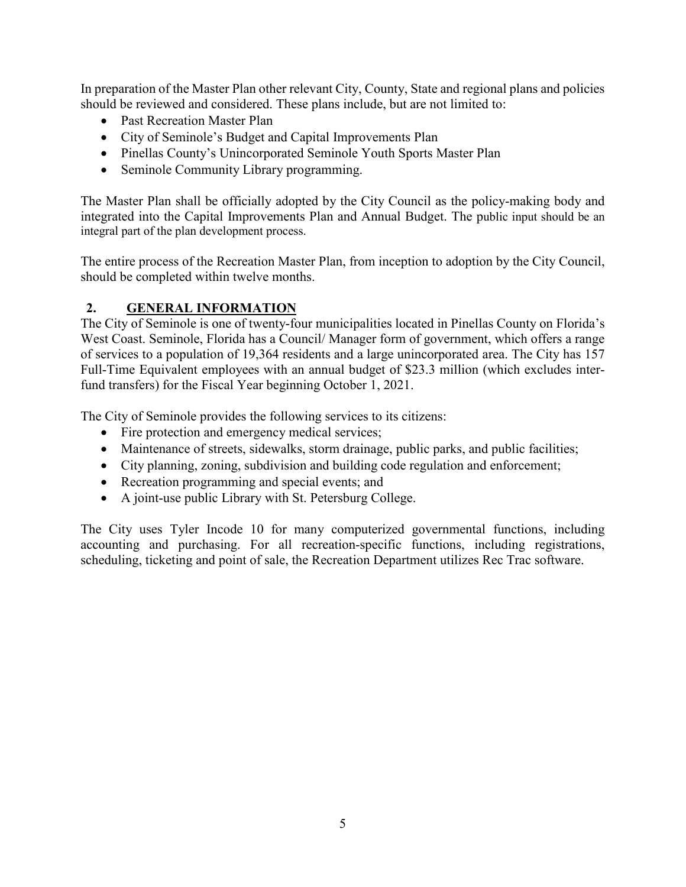In preparation of the Master Plan other relevant City, County, State and regional plans and policies should be reviewed and considered. These plans include, but are not limited to:

- Past Recreation Master Plan
- City of Seminole's Budget and Capital Improvements Plan
- Pinellas County's Unincorporated Seminole Youth Sports Master Plan
- Seminole Community Library programming.

The Master Plan shall be officially adopted by the City Council as the policy-making body and integrated into the Capital Improvements Plan and Annual Budget. The public input should be an integral part of the plan development process.

The entire process of the Recreation Master Plan, from inception to adoption by the City Council, should be completed within twelve months.

## 2. GENERAL INFORMATION

The City of Seminole is one of twenty-four municipalities located in Pinellas County on Florida's West Coast. Seminole, Florida has a Council/ Manager form of government, which offers a range of services to a population of 19,364 residents and a large unincorporated area. The City has 157 Full-Time Equivalent employees with an annual budget of $23.3 million (which excludes inter-fund transfers) for the Fiscal Year beginning October 1, 2021.

The City of Seminole provides the following services to its citizens:

- Fire protection and emergency medical services;
- Maintenance of streets, sidewalks, storm drainage, public parks, and public facilities;
- City planning, zoning, subdivision and building code regulation and enforcement;
- Recreation programming and special events; and
- A joint-use public Library with St. Petersburg College.

The City uses Tyler Incode 10 for many computerized governmental functions, including accounting and purchasing. For all recreation-specific functions, including registrations, scheduling, ticketing and point of sale, the Recreation Department utilizes Rec Trac software.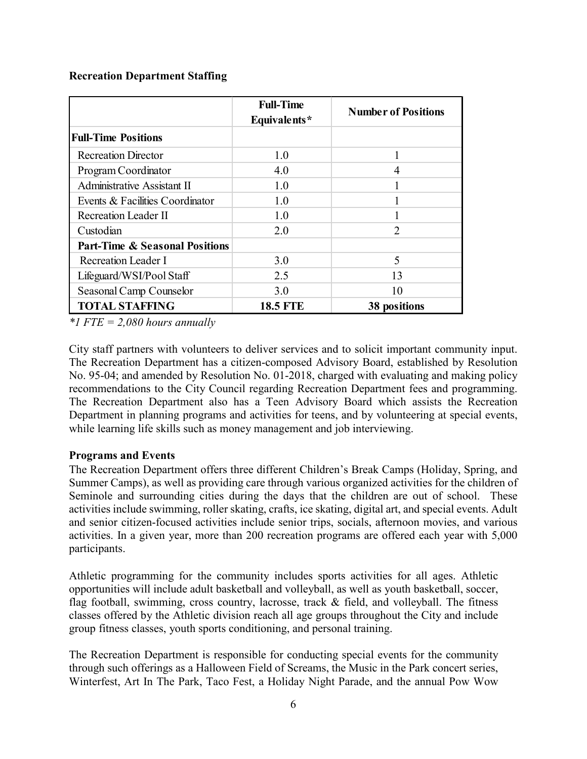**Recreation Department Staffing**

| | Full-Time Equivalents* | Number of Positions |
|---|---|---|
| **Full-Time Positions** | | |
| Recreation Director | 1.0 | 1 |
| Program Coordinator | 4.0 | 4 |
| Administrative Assistant II | 1.0 | 1 |
| Events & Facilities Coordinator | 1.0 | 1 |
| Recreation Leader II | 1.0 | 1 |
| Custodian | 2.0 | 2 |
| **Part-Time & Seasonal Positions** | | |
| Recreation Leader I | 3.0 | 5 |
| Lifeguard/WSI/Pool Staff | 2.5 | 13 |
| Seasonal Camp Counselor | 3.0 | 10 |
| **TOTAL STAFFING** | **18.5 FTE** | **38 positions** |

*\*1 FTE = 2,080 hours annually*

City staff partners with volunteers to deliver services and to solicit important community input. The Recreation Department has a citizen-composed Advisory Board, established by Resolution No. 95-04; and amended by Resolution No. 01-2018, charged with evaluating and making policy recommendations to the City Council regarding Recreation Department fees and programming. The Recreation Department also has a Teen Advisory Board which assists the Recreation Department in planning programs and activities for teens, and by volunteering at special events, while learning life skills such as money management and job interviewing.

**Programs and Events**

The Recreation Department offers three different Children's Break Camps (Holiday, Spring, and Summer Camps), as well as providing care through various organized activities for the children of Seminole and surrounding cities during the days that the children are out of school. These activities include swimming, roller skating, crafts, ice skating, digital art, and special events. Adult and senior citizen-focused activities include senior trips, socials, afternoon movies, and various activities. In a given year, more than 200 recreation programs are offered each year with 5,000 participants.

Athletic programming for the community includes sports activities for all ages. Athletic opportunities will include adult basketball and volleyball, as well as youth basketball, soccer, flag football, swimming, cross country, lacrosse, track & field, and volleyball. The fitness classes offered by the Athletic division reach all age groups throughout the City and include group fitness classes, youth sports conditioning, and personal training.

The Recreation Department is responsible for conducting special events for the community through such offerings as a Halloween Field of Screams, the Music in the Park concert series, Winterfest, Art In The Park, Taco Fest, a Holiday Night Parade, and the annual Pow Wow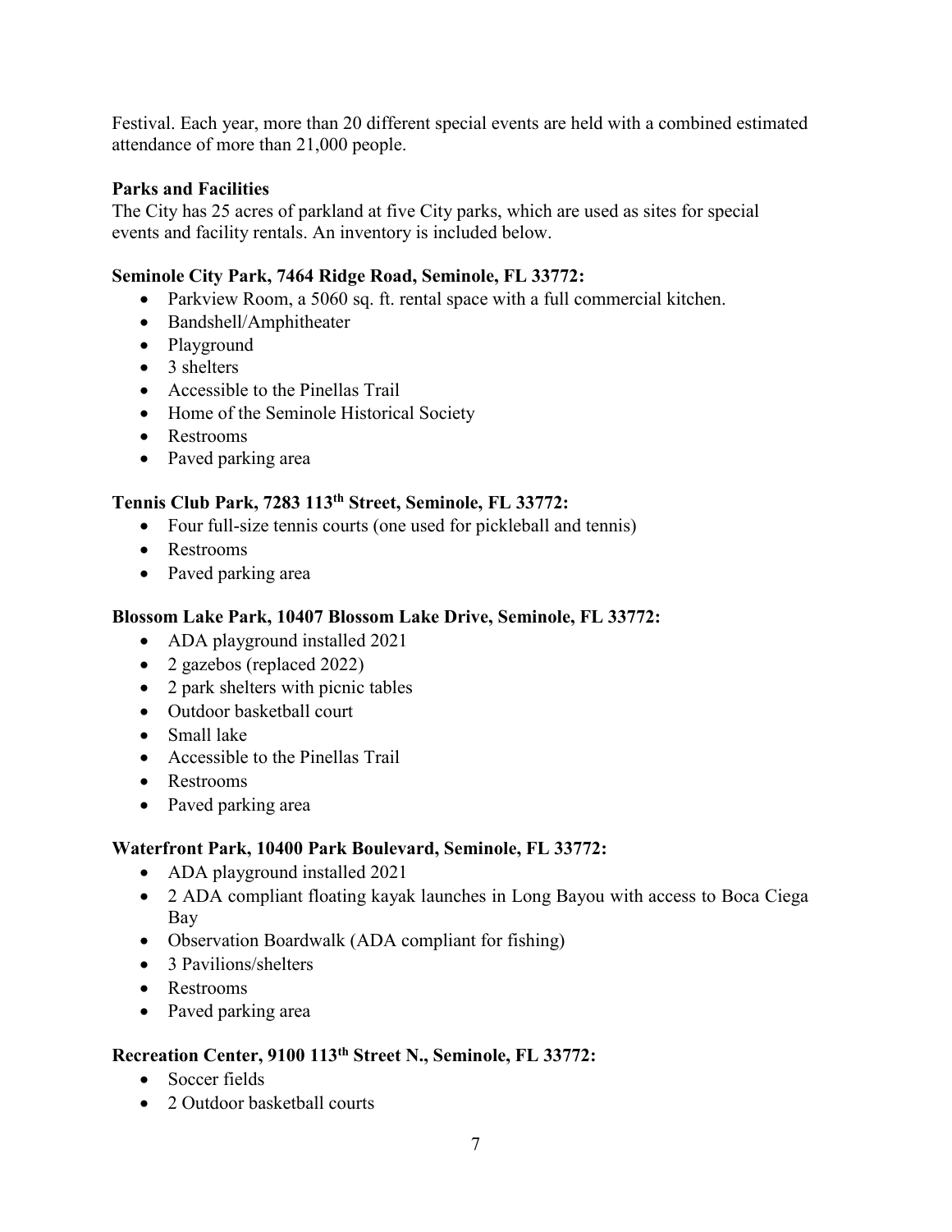Festival. Each year, more than 20 different special events are held with a combined estimated attendance of more than 21,000 people.

**Parks and Facilities**

The City has 25 acres of parkland at five City parks, which are used as sites for special events and facility rentals. An inventory is included below.

**Seminole City Park, 7464 Ridge Road, Seminole, FL 33772:**

- Parkview Room, a 5060 sq. ft. rental space with a full commercial kitchen.
- Bandshell/Amphitheater
- Playground
- 3 shelters
- Accessible to the Pinellas Trail
- Home of the Seminole Historical Society
- Restrooms
- Paved parking area

**Tennis Club Park, 7283 113th Street, Seminole, FL 33772:**

- Four full-size tennis courts (one used for pickleball and tennis)
- Restrooms
- Paved parking area

**Blossom Lake Park, 10407 Blossom Lake Drive, Seminole, FL 33772:**

- ADA playground installed 2021
- 2 gazebos (replaced 2022)
- 2 park shelters with picnic tables
- Outdoor basketball court
- Small lake
- Accessible to the Pinellas Trail
- Restrooms
- Paved parking area

**Waterfront Park, 10400 Park Boulevard, Seminole, FL 33772:**

- ADA playground installed 2021
- 2 ADA compliant floating kayak launches in Long Bayou with access to Boca Ciega Bay
- Observation Boardwalk (ADA compliant for fishing)
- 3 Pavilions/shelters
- Restrooms
- Paved parking area

**Recreation Center, 9100 113th Street N., Seminole, FL 33772:**

- Soccer fields
- 2 Outdoor basketball courts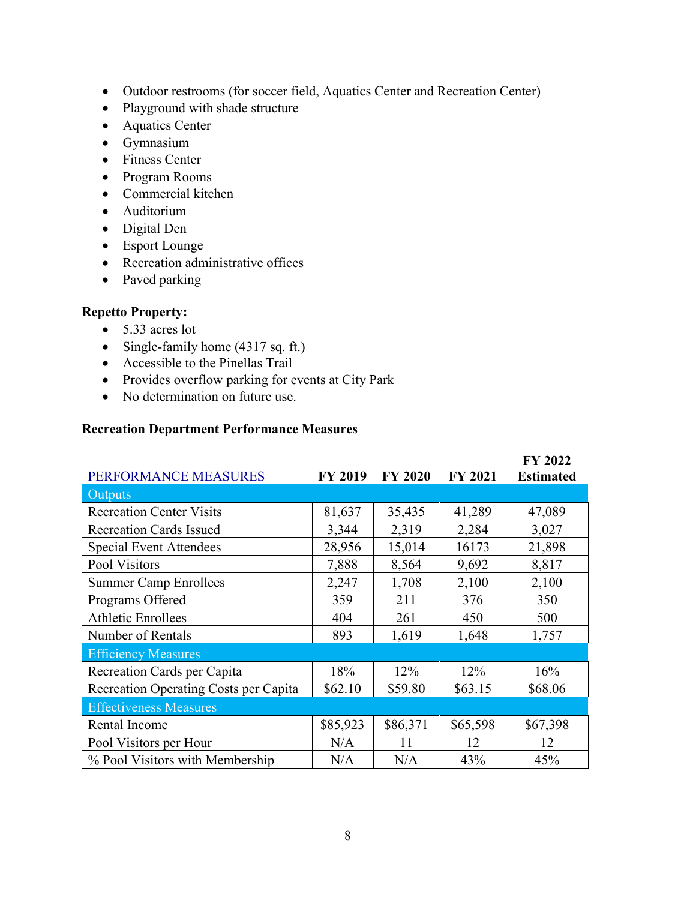- Outdoor restrooms (for soccer field, Aquatics Center and Recreation Center)
- Playground with shade structure
- Aquatics Center
- Gymnasium
- Fitness Center
- Program Rooms
- Commercial kitchen
- Auditorium
- Digital Den
- Esport Lounge
- Recreation administrative offices
- Paved parking

**Repetto Property:**

- 5.33 acres lot
- Single-family home (4317 sq. ft.)
- Accessible to the Pinellas Trail
- Provides overflow parking for events at City Park
- No determination on future use.

**Recreation Department Performance Measures**

| PERFORMANCE MEASURES | FY 2019 | FY 2020 | FY 2021 | FY 2022 Estimated |
|---|---|---|---|---|
| Outputs | | | | |
| Recreation Center Visits | 81,637 | 35,435 | 41,289 | 47,089 |
| Recreation Cards Issued | 3,344 | 2,319 | 2,284 | 3,027 |
| Special Event Attendees | 28,956 | 15,014 | 16173 | 21,898 |
| Pool Visitors | 7,888 | 8,564 | 9,692 | 8,817 |
| Summer Camp Enrollees | 2,247 | 1,708 | 2,100 | 2,100 |
| Programs Offered | 359 | 211 | 376 | 350 |
| Athletic Enrollees | 404 | 261 | 450 | 500 |
| Number of Rentals | 893 | 1,619 | 1,648 | 1,757 |
| Efficiency Measures | | | | |
| Recreation Cards per Capita | 18% | 12% | 12% | 16% |
| Recreation Operating Costs per Capita | $62.10 | $59.80 | $63.15 | $68.06 |
| Effectiveness Measures | | | | |
| Rental Income | $85,923 | $86,371 | $65,598 | $67,398 |
| Pool Visitors per Hour | N/A | 11 | 12 | 12 |
| % Pool Visitors with Membership | N/A | N/A | 43% | 45% |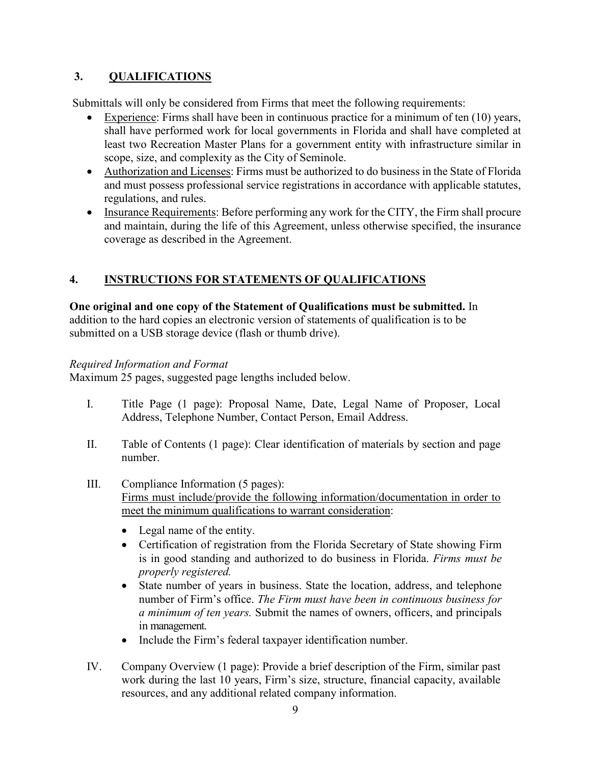## 3. QUALIFICATIONS

Submittals will only be considered from Firms that meet the following requirements:

- Experience: Firms shall have been in continuous practice for a minimum of ten (10) years, shall have performed work for local governments in Florida and shall have completed at least two Recreation Master Plans for a government entity with infrastructure similar in scope, size, and complexity as the City of Seminole.
- Authorization and Licenses: Firms must be authorized to do business in the State of Florida and must possess professional service registrations in accordance with applicable statutes, regulations, and rules.
- Insurance Requirements: Before performing any work for the CITY, the Firm shall procure and maintain, during the life of this Agreement, unless otherwise specified, the insurance coverage as described in the Agreement.

## 4. INSTRUCTIONS FOR STATEMENTS OF QUALIFICATIONS

**One original and one copy of the Statement of Qualifications must be submitted.** In addition to the hard copies an electronic version of statements of qualification is to be submitted on a USB storage device (flash or thumb drive).

*Required Information and Format*

Maximum 25 pages, suggested page lengths included below.

I. Title Page (1 page): Proposal Name, Date, Legal Name of Proposer, Local Address, Telephone Number, Contact Person, Email Address.

II. Table of Contents (1 page): Clear identification of materials by section and page number.

III. Compliance Information (5 pages):
Firms must include/provide the following information/documentation in order to meet the minimum qualifications to warrant consideration:

- Legal name of the entity.
- Certification of registration from the Florida Secretary of State showing Firm is in good standing and authorized to do business in Florida. *Firms must be properly registered.*
- State number of years in business. State the location, address, and telephone number of Firm's office. *The Firm must have been in continuous business for a minimum of ten years.* Submit the names of owners, officers, and principals in management.
- Include the Firm's federal taxpayer identification number.

IV. Company Overview (1 page): Provide a brief description of the Firm, similar past work during the last 10 years, Firm's size, structure, financial capacity, available resources, and any additional related company information.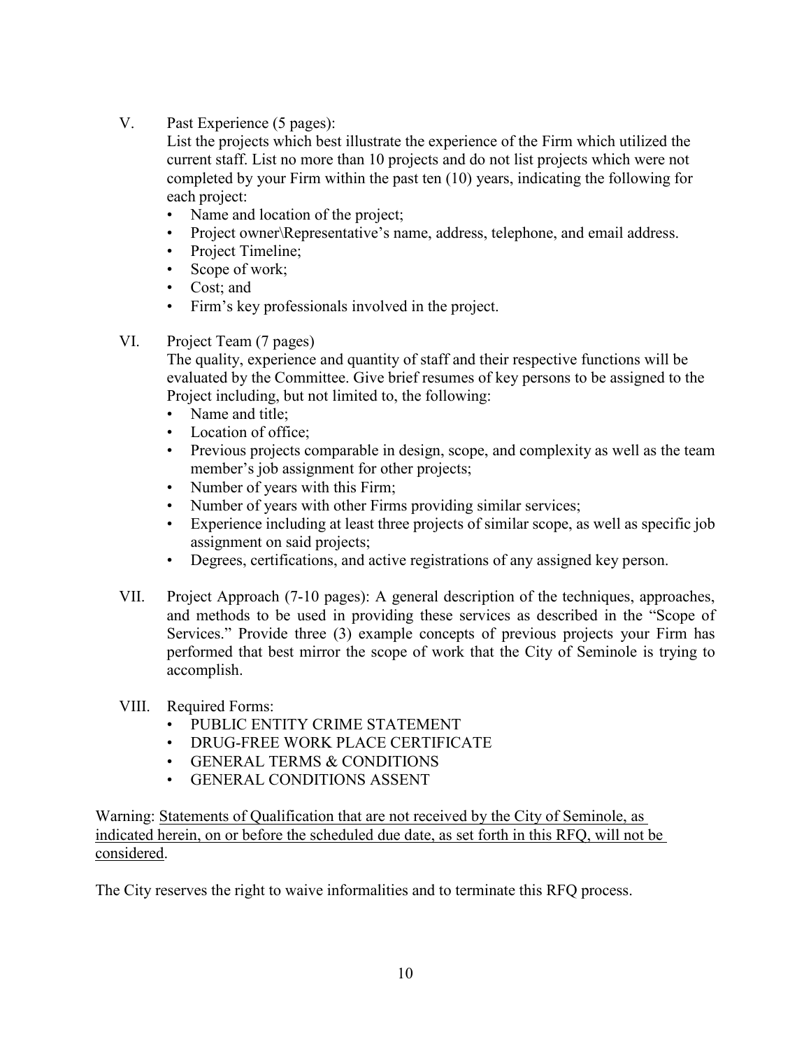V. Past Experience (5 pages):

List the projects which best illustrate the experience of the Firm which utilized the current staff. List no more than 10 projects and do not list projects which were not completed by your Firm within the past ten (10) years, indicating the following for each project:

- Name and location of the project;
- Project owner\Representative's name, address, telephone, and email address.
- Project Timeline;
- Scope of work;
- Cost; and
- Firm's key professionals involved in the project.

VI. Project Team (7 pages)

The quality, experience and quantity of staff and their respective functions will be evaluated by the Committee. Give brief resumes of key persons to be assigned to the Project including, but not limited to, the following:

- Name and title;
- Location of office;
- Previous projects comparable in design, scope, and complexity as well as the team member's job assignment for other projects;
- Number of years with this Firm;
- Number of years with other Firms providing similar services;
- Experience including at least three projects of similar scope, as well as specific job assignment on said projects;
- Degrees, certifications, and active registrations of any assigned key person.

VII. Project Approach (7-10 pages): A general description of the techniques, approaches, and methods to be used in providing these services as described in the "Scope of Services." Provide three (3) example concepts of previous projects your Firm has performed that best mirror the scope of work that the City of Seminole is trying to accomplish.

VIII. Required Forms:

- PUBLIC ENTITY CRIME STATEMENT
- DRUG-FREE WORK PLACE CERTIFICATE
- GENERAL TERMS & CONDITIONS
- GENERAL CONDITIONS ASSENT

Warning: <u>Statements of Qualification that are not received by the City of Seminole, as indicated herein, on or before the scheduled due date, as set forth in this RFQ, will not be considered</u>.

The City reserves the right to waive informalities and to terminate this RFQ process.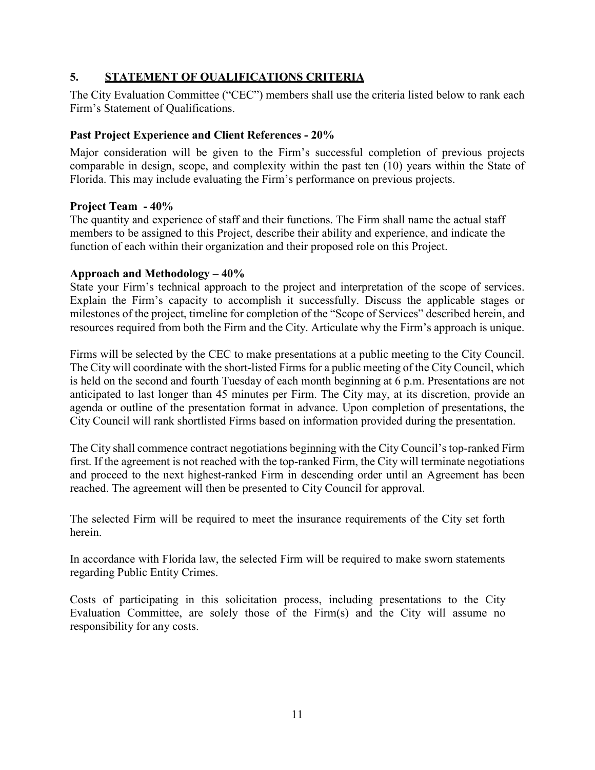## 5. STATEMENT OF QUALIFICATIONS CRITERIA

The City Evaluation Committee ("CEC") members shall use the criteria listed below to rank each Firm's Statement of Qualifications.

**Past Project Experience and Client References - 20%**

Major consideration will be given to the Firm's successful completion of previous projects comparable in design, scope, and complexity within the past ten (10) years within the State of Florida. This may include evaluating the Firm's performance on previous projects.

**Project Team - 40%**

The quantity and experience of staff and their functions. The Firm shall name the actual staff members to be assigned to this Project, describe their ability and experience, and indicate the function of each within their organization and their proposed role on this Project.

**Approach and Methodology – 40%**

State your Firm's technical approach to the project and interpretation of the scope of services. Explain the Firm's capacity to accomplish it successfully. Discuss the applicable stages or milestones of the project, timeline for completion of the "Scope of Services" described herein, and resources required from both the Firm and the City. Articulate why the Firm's approach is unique.

Firms will be selected by the CEC to make presentations at a public meeting to the City Council. The City will coordinate with the short-listed Firms for a public meeting of the City Council, which is held on the second and fourth Tuesday of each month beginning at 6 p.m. Presentations are not anticipated to last longer than 45 minutes per Firm. The City may, at its discretion, provide an agenda or outline of the presentation format in advance. Upon completion of presentations, the City Council will rank shortlisted Firms based on information provided during the presentation.

The City shall commence contract negotiations beginning with the City Council's top-ranked Firm first. If the agreement is not reached with the top-ranked Firm, the City will terminate negotiations and proceed to the next highest-ranked Firm in descending order until an Agreement has been reached. The agreement will then be presented to City Council for approval.

The selected Firm will be required to meet the insurance requirements of the City set forth herein.

In accordance with Florida law, the selected Firm will be required to make sworn statements regarding Public Entity Crimes.

Costs of participating in this solicitation process, including presentations to the City Evaluation Committee, are solely those of the Firm(s) and the City will assume no responsibility for any costs.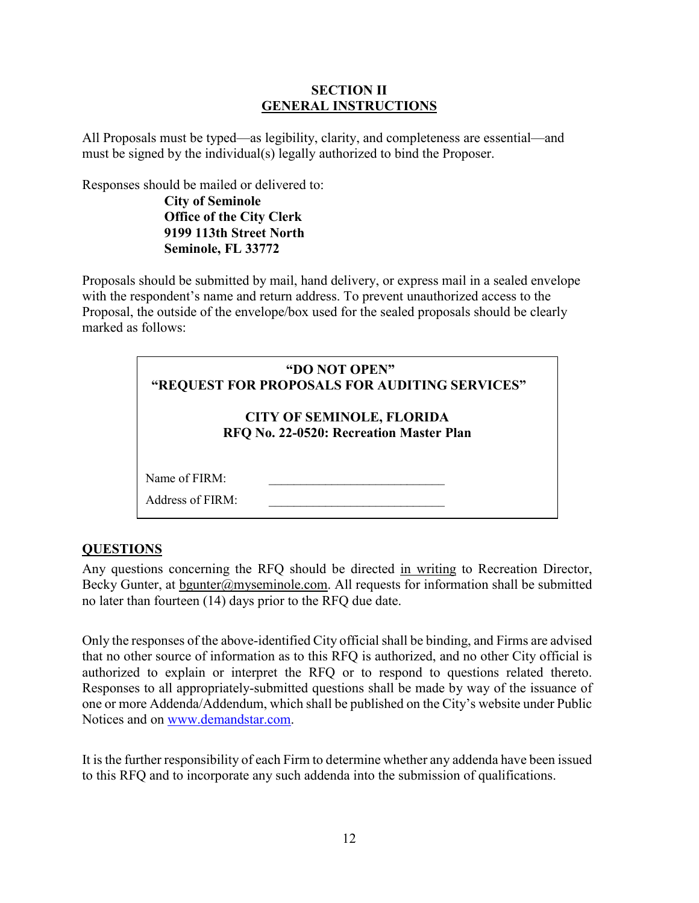## SECTION II
## GENERAL INSTRUCTIONS

All Proposals must be typed—as legibility, clarity, and completeness are essential—and must be signed by the individual(s) legally authorized to bind the Proposer.

Responses should be mailed or delivered to:

> **City of Seminole**
> **Office of the City Clerk**
> **9199 113th Street North**
> **Seminole, FL 33772**

Proposals should be submitted by mail, hand delivery, or express mail in a sealed envelope with the respondent's name and return address. To prevent unauthorized access to the Proposal, the outside of the envelope/box used for the sealed proposals should be clearly marked as follows:

> **"DO NOT OPEN"**
> **"REQUEST FOR PROPOSALS FOR AUDITING SERVICES"**
>
> **CITY OF SEMINOLE, FLORIDA**
> **RFQ No. 22-0520: Recreation Master Plan**
>
> Name of FIRM: ____________________________
>
> Address of FIRM: ____________________________

### QUESTIONS

Any questions concerning the RFQ should be directed in writing to Recreation Director, Becky Gunter, at bgunter@myseminole.com. All requests for information shall be submitted no later than fourteen (14) days prior to the RFQ due date.

Only the responses of the above-identified City official shall be binding, and Firms are advised that no other source of information as to this RFQ is authorized, and no other City official is authorized to explain or interpret the RFQ or to respond to questions related thereto. Responses to all appropriately-submitted questions shall be made by way of the issuance of one or more Addenda/Addendum, which shall be published on the City's website under Public Notices and on www.demandstar.com.

It is the further responsibility of each Firm to determine whether any addenda have been issued to this RFQ and to incorporate any such addenda into the submission of qualifications.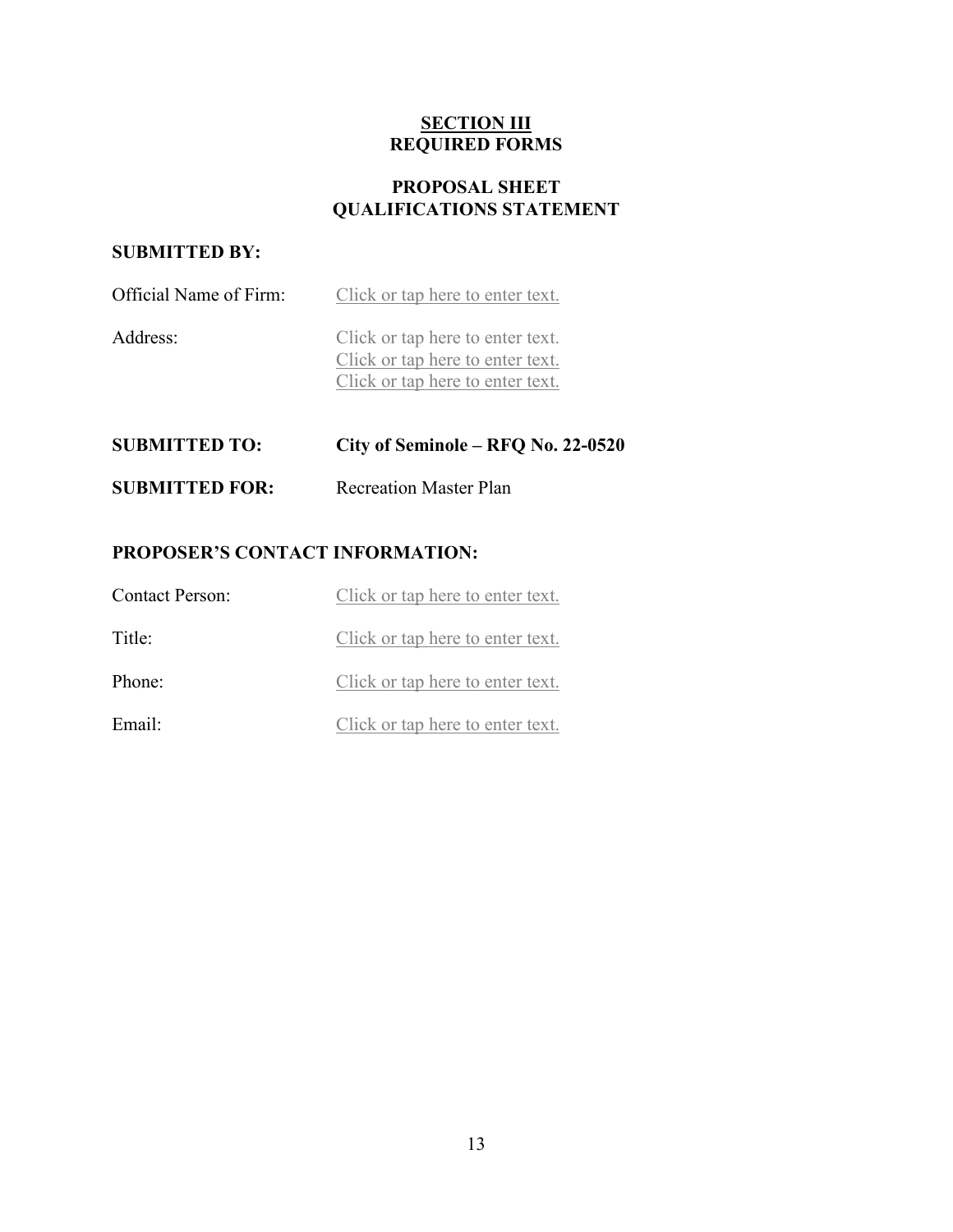## SECTION III
## REQUIRED FORMS

## PROPOSAL SHEET
## QUALIFICATIONS STATEMENT

**SUBMITTED BY:**

Official Name of Firm: Click or tap here to enter text.

Address: Click or tap here to enter text.
Click or tap here to enter text.
Click or tap here to enter text.

**SUBMITTED TO:** **City of Seminole – RFQ No. 22-0520**

**SUBMITTED FOR:** Recreation Master Plan

**PROPOSER'S CONTACT INFORMATION:**

Contact Person: Click or tap here to enter text.

Title: Click or tap here to enter text.

Phone: Click or tap here to enter text.

Email: Click or tap here to enter text.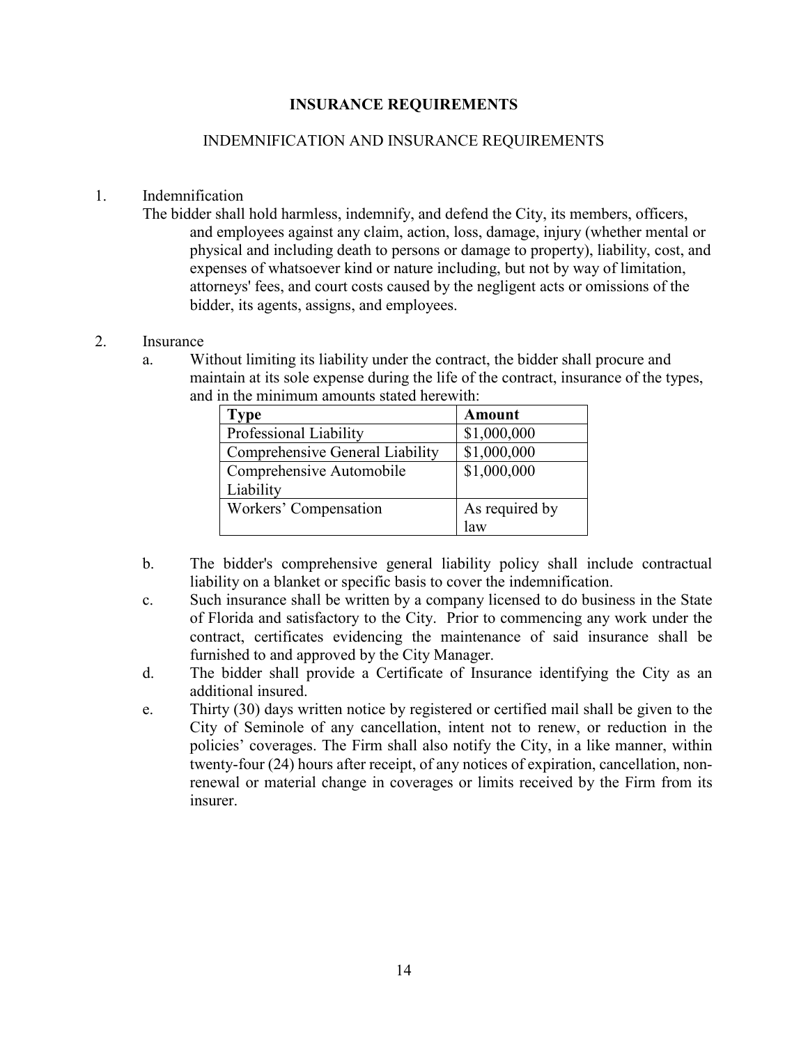# INSURANCE REQUIREMENTS

## INDEMNIFICATION AND INSURANCE REQUIREMENTS

1. Indemnification

   The bidder shall hold harmless, indemnify, and defend the City, its members, officers, and employees against any claim, action, loss, damage, injury (whether mental or physical and including death to persons or damage to property), liability, cost, and expenses of whatsoever kind or nature including, but not by way of limitation, attorneys' fees, and court costs caused by the negligent acts or omissions of the bidder, its agents, assigns, and employees.

2. Insurance

   a. Without limiting its liability under the contract, the bidder shall procure and maintain at its sole expense during the life of the contract, insurance of the types, and in the minimum amounts stated herewith:

   | Type | Amount |
   |---|---|
   | Professional Liability | $1,000,000 |
   | Comprehensive General Liability | $1,000,000 |
   | Comprehensive Automobile Liability | $1,000,000 |
   | Workers' Compensation | As required by law |

   b. The bidder's comprehensive general liability policy shall include contractual liability on a blanket or specific basis to cover the indemnification.

   c. Such insurance shall be written by a company licensed to do business in the State of Florida and satisfactory to the City. Prior to commencing any work under the contract, certificates evidencing the maintenance of said insurance shall be furnished to and approved by the City Manager.

   d. The bidder shall provide a Certificate of Insurance identifying the City as an additional insured.

   e. Thirty (30) days written notice by registered or certified mail shall be given to the City of Seminole of any cancellation, intent not to renew, or reduction in the policies' coverages. The Firm shall also notify the City, in a like manner, within twenty-four (24) hours after receipt, of any notices of expiration, cancellation, non-renewal or material change in coverages or limits received by the Firm from its insurer.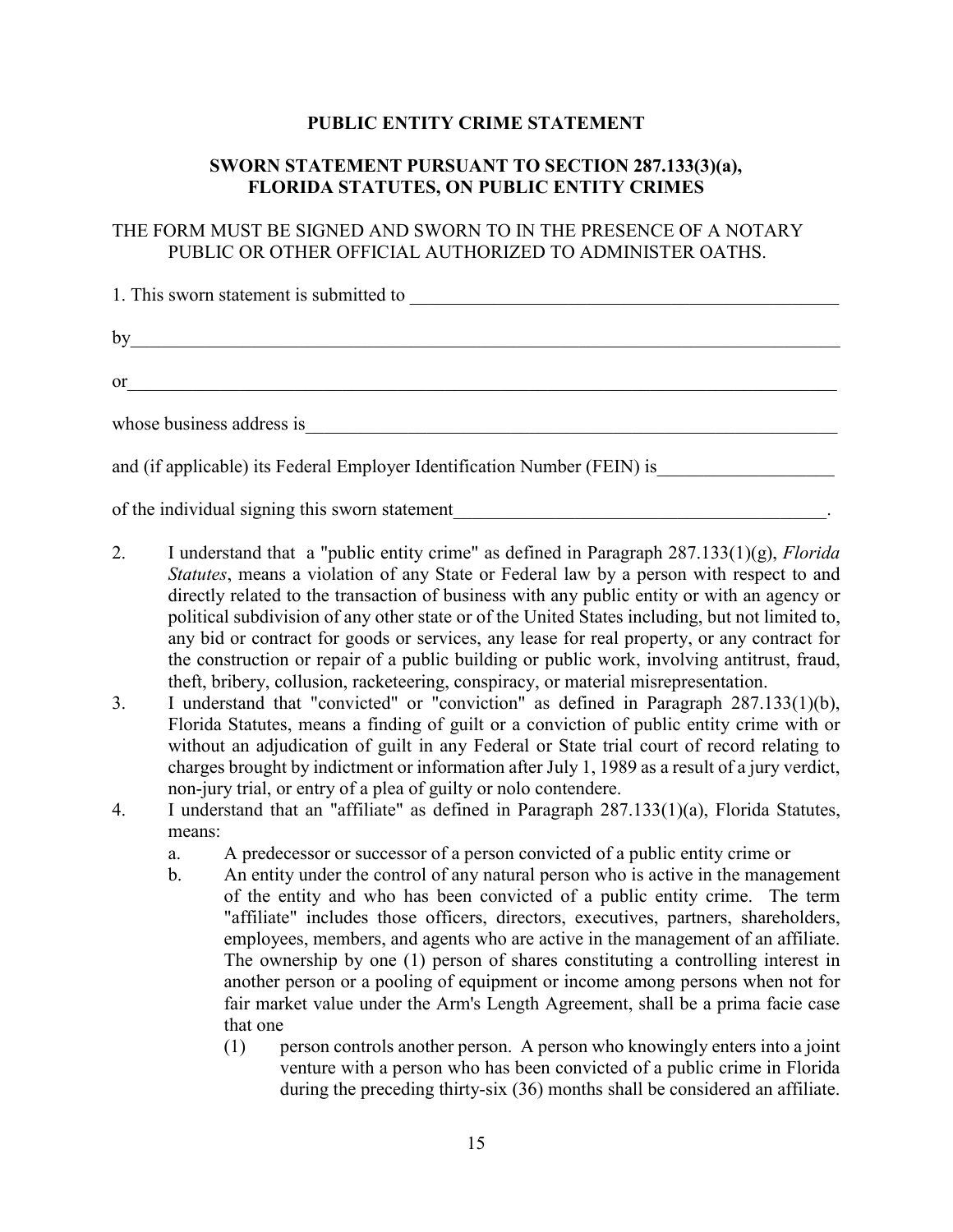**PUBLIC ENTITY CRIME STATEMENT**

**SWORN STATEMENT PURSUANT TO SECTION 287.133(3)(a), FLORIDA STATUTES, ON PUBLIC ENTITY CRIMES**

THE FORM MUST BE SIGNED AND SWORN TO IN THE PRESENCE OF A NOTARY PUBLIC OR OTHER OFFICIAL AUTHORIZED TO ADMINISTER OATHS.

1. This sworn statement is submitted to ______________________________________________

by_____________________________________________________________________________

or_____________________________________________________________________________

whose business address is_______________________________________________________

and (if applicable) its Federal Employer Identification Number (FEIN) is__________________

of the individual signing this sworn statement_________________________________________.

2. I understand that a "public entity crime" as defined in Paragraph 287.133(1)(g), *Florida Statutes*, means a violation of any State or Federal law by a person with respect to and directly related to the transaction of business with any public entity or with an agency or political subdivision of any other state or of the United States including, but not limited to, any bid or contract for goods or services, any lease for real property, or any contract for the construction or repair of a public building or public work, involving antitrust, fraud, theft, bribery, collusion, racketeering, conspiracy, or material misrepresentation.
3. I understand that "convicted" or "conviction" as defined in Paragraph 287.133(1)(b), Florida Statutes, means a finding of guilt or a conviction of public entity crime with or without an adjudication of guilt in any Federal or State trial court of record relating to charges brought by indictment or information after July 1, 1989 as a result of a jury verdict, non-jury trial, or entry of a plea of guilty or nolo contendere.
4. I understand that an "affiliate" as defined in Paragraph 287.133(1)(a), Florida Statutes, means:
    a. A predecessor or successor of a person convicted of a public entity crime or
    b. An entity under the control of any natural person who is active in the management of the entity and who has been convicted of a public entity crime. The term "affiliate" includes those officers, directors, executives, partners, shareholders, employees, members, and agents who are active in the management of an affiliate. The ownership by one (1) person of shares constituting a controlling interest in another person or a pooling of equipment or income among persons when not for fair market value under the Arm's Length Agreement, shall be a prima facie case that one
        (1) person controls another person. A person who knowingly enters into a joint venture with a person who has been convicted of a public crime in Florida during the preceding thirty-six (36) months shall be considered an affiliate.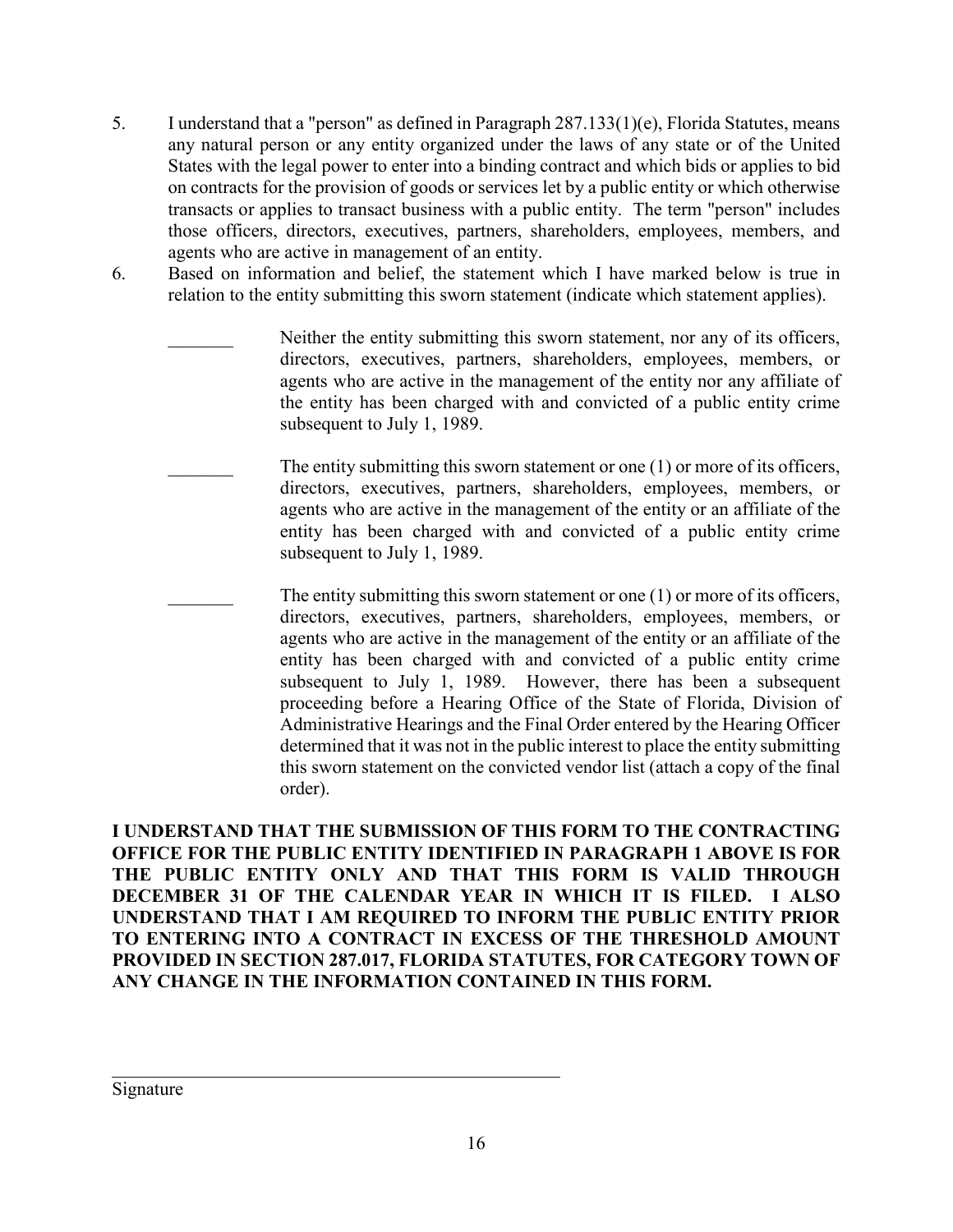5. I understand that a "person" as defined in Paragraph 287.133(1)(e), Florida Statutes, means any natural person or any entity organized under the laws of any state or of the United States with the legal power to enter into a binding contract and which bids or applies to bid on contracts for the provision of goods or services let by a public entity or which otherwise transacts or applies to transact business with a public entity. The term "person" includes those officers, directors, executives, partners, shareholders, employees, members, and agents who are active in management of an entity.

6. Based on information and belief, the statement which I have marked below is true in relation to the entity submitting this sworn statement (indicate which statement applies).

_______ Neither the entity submitting this sworn statement, nor any of its officers, directors, executives, partners, shareholders, employees, members, or agents who are active in the management of the entity nor any affiliate of the entity has been charged with and convicted of a public entity crime subsequent to July 1, 1989.

_______ The entity submitting this sworn statement or one (1) or more of its officers, directors, executives, partners, shareholders, employees, members, or agents who are active in the management of the entity or an affiliate of the entity has been charged with and convicted of a public entity crime subsequent to July 1, 1989.

_______ The entity submitting this sworn statement or one (1) or more of its officers, directors, executives, partners, shareholders, employees, members, or agents who are active in the management of the entity or an affiliate of the entity has been charged with and convicted of a public entity crime subsequent to July 1, 1989. However, there has been a subsequent proceeding before a Hearing Office of the State of Florida, Division of Administrative Hearings and the Final Order entered by the Hearing Officer determined that it was not in the public interest to place the entity submitting this sworn statement on the convicted vendor list (attach a copy of the final order).

**I UNDERSTAND THAT THE SUBMISSION OF THIS FORM TO THE CONTRACTING OFFICE FOR THE PUBLIC ENTITY IDENTIFIED IN PARAGRAPH 1 ABOVE IS FOR THE PUBLIC ENTITY ONLY AND THAT THIS FORM IS VALID THROUGH DECEMBER 31 OF THE CALENDAR YEAR IN WHICH IT IS FILED. I ALSO UNDERSTAND THAT I AM REQUIRED TO INFORM THE PUBLIC ENTITY PRIOR TO ENTERING INTO A CONTRACT IN EXCESS OF THE THRESHOLD AMOUNT PROVIDED IN SECTION 287.017, FLORIDA STATUTES, FOR CATEGORY TOWN OF ANY CHANGE IN THE INFORMATION CONTAINED IN THIS FORM.**

_________________________________________________

Signature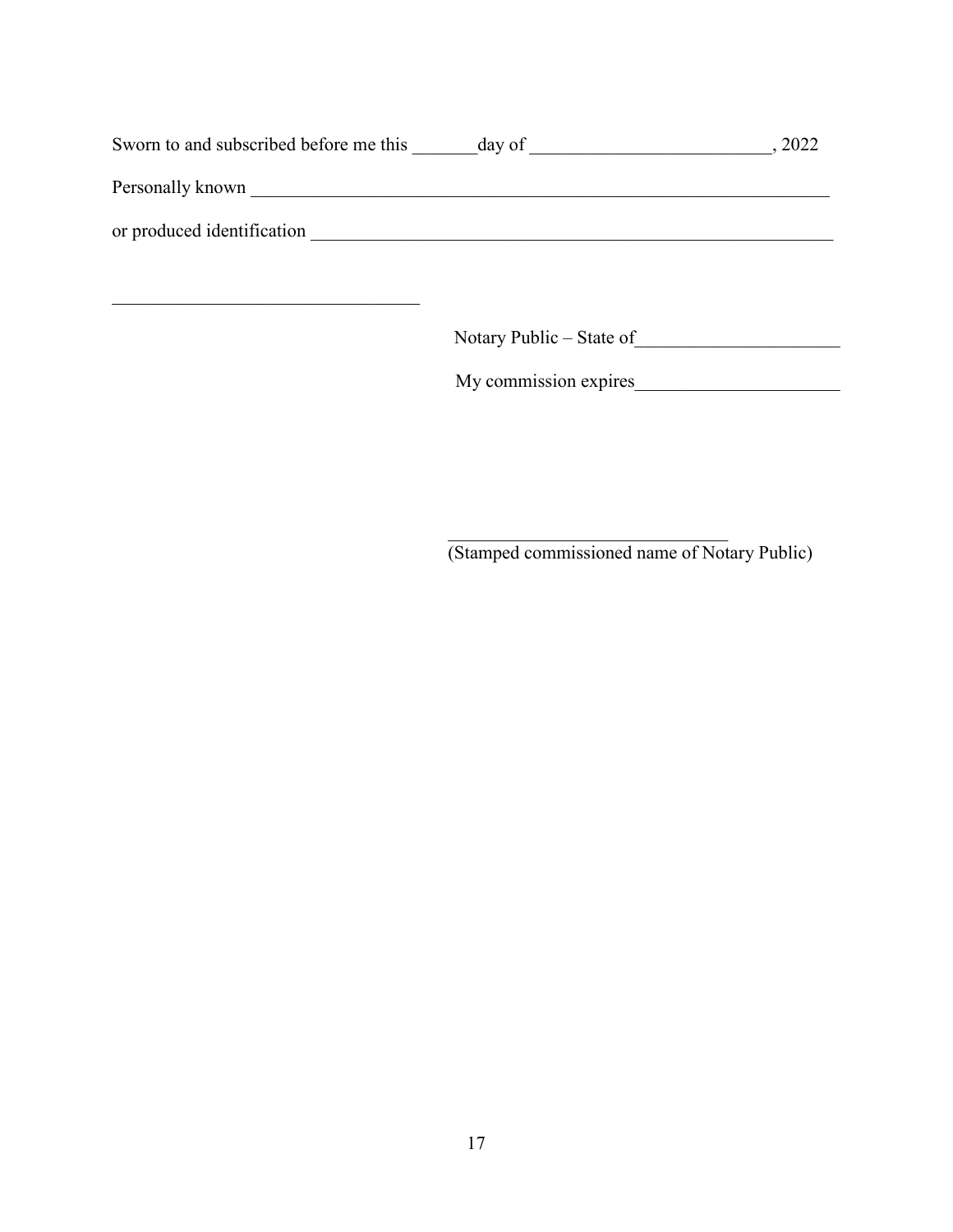Sworn to and subscribed before me this _______day of _________________________, 2022

Personally known _______________________________________________________________

or produced identification ____________________________________________________

_________________________________

Notary Public – State of______________________

My commission expires______________________

______________________________

(Stamped commissioned name of Notary Public)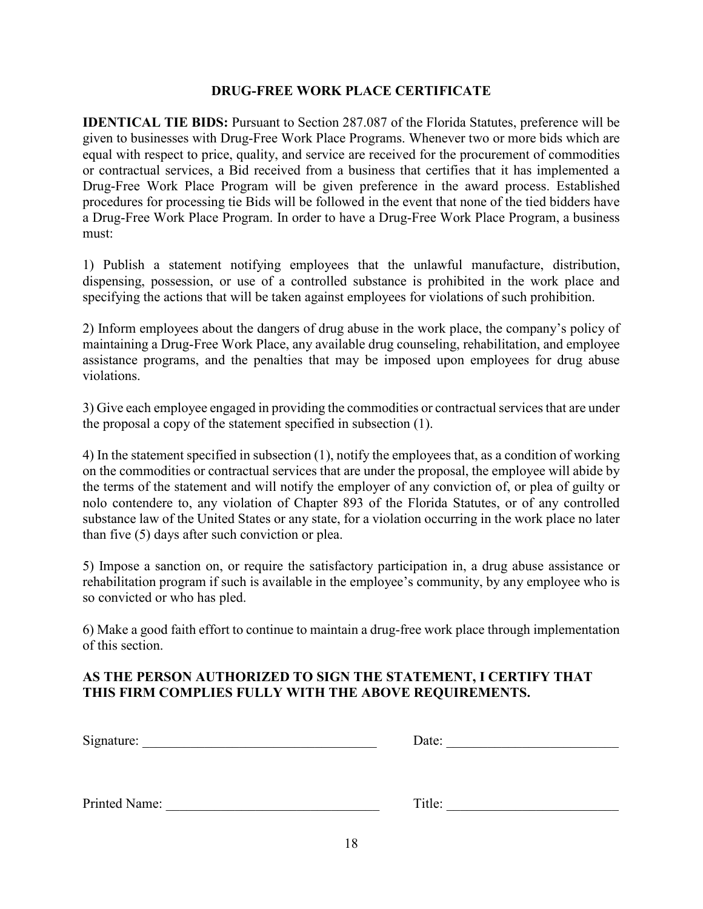## DRUG-FREE WORK PLACE CERTIFICATE

**IDENTICAL TIE BIDS:** Pursuant to Section 287.087 of the Florida Statutes, preference will be given to businesses with Drug-Free Work Place Programs. Whenever two or more bids which are equal with respect to price, quality, and service are received for the procurement of commodities or contractual services, a Bid received from a business that certifies that it has implemented a Drug-Free Work Place Program will be given preference in the award process. Established procedures for processing tie Bids will be followed in the event that none of the tied bidders have a Drug-Free Work Place Program. In order to have a Drug-Free Work Place Program, a business must:

1) Publish a statement notifying employees that the unlawful manufacture, distribution, dispensing, possession, or use of a controlled substance is prohibited in the work place and specifying the actions that will be taken against employees for violations of such prohibition.

2) Inform employees about the dangers of drug abuse in the work place, the company's policy of maintaining a Drug-Free Work Place, any available drug counseling, rehabilitation, and employee assistance programs, and the penalties that may be imposed upon employees for drug abuse violations.

3) Give each employee engaged in providing the commodities or contractual services that are under the proposal a copy of the statement specified in subsection (1).

4) In the statement specified in subsection (1), notify the employees that, as a condition of working on the commodities or contractual services that are under the proposal, the employee will abide by the terms of the statement and will notify the employer of any conviction of, or plea of guilty or nolo contendere to, any violation of Chapter 893 of the Florida Statutes, or of any controlled substance law of the United States or any state, for a violation occurring in the work place no later than five (5) days after such conviction or plea.

5) Impose a sanction on, or require the satisfactory participation in, a drug abuse assistance or rehabilitation program if such is available in the employee's community, by any employee who is so convicted or who has pled.

6) Make a good faith effort to continue to maintain a drug-free work place through implementation of this section.

**AS THE PERSON AUTHORIZED TO SIGN THE STATEMENT, I CERTIFY THAT THIS FIRM COMPLIES FULLY WITH THE ABOVE REQUIREMENTS.**

Signature: ________________________________ Date: ________________________

Printed Name: _____________________________ Title: ________________________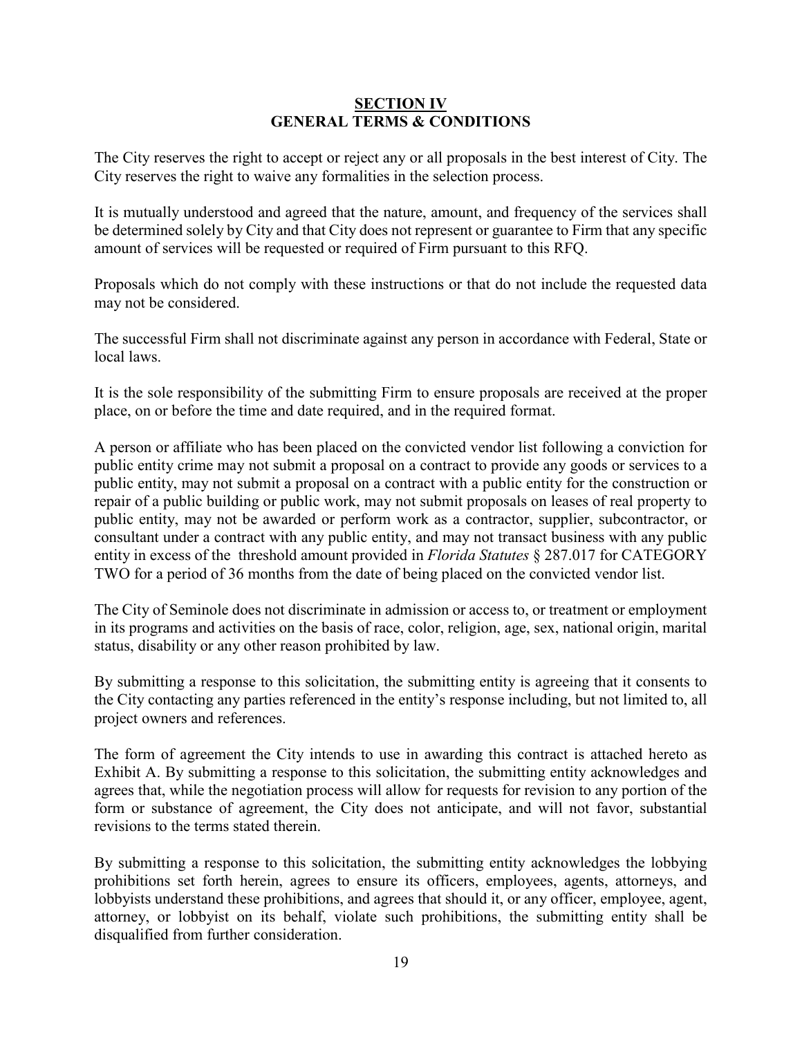# SECTION IV
## GENERAL TERMS & CONDITIONS

The City reserves the right to accept or reject any or all proposals in the best interest of City. The City reserves the right to waive any formalities in the selection process.

It is mutually understood and agreed that the nature, amount, and frequency of the services shall be determined solely by City and that City does not represent or guarantee to Firm that any specific amount of services will be requested or required of Firm pursuant to this RFQ.

Proposals which do not comply with these instructions or that do not include the requested data may not be considered.

The successful Firm shall not discriminate against any person in accordance with Federal, State or local laws.

It is the sole responsibility of the submitting Firm to ensure proposals are received at the proper place, on or before the time and date required, and in the required format.

A person or affiliate who has been placed on the convicted vendor list following a conviction for public entity crime may not submit a proposal on a contract to provide any goods or services to a public entity, may not submit a proposal on a contract with a public entity for the construction or repair of a public building or public work, may not submit proposals on leases of real property to public entity, may not be awarded or perform work as a contractor, supplier, subcontractor, or consultant under a contract with any public entity, and may not transact business with any public entity in excess of the threshold amount provided in *Florida Statutes* § 287.017 for CATEGORY TWO for a period of 36 months from the date of being placed on the convicted vendor list.

The City of Seminole does not discriminate in admission or access to, or treatment or employment in its programs and activities on the basis of race, color, religion, age, sex, national origin, marital status, disability or any other reason prohibited by law.

By submitting a response to this solicitation, the submitting entity is agreeing that it consents to the City contacting any parties referenced in the entity's response including, but not limited to, all project owners and references.

The form of agreement the City intends to use in awarding this contract is attached hereto as Exhibit A. By submitting a response to this solicitation, the submitting entity acknowledges and agrees that, while the negotiation process will allow for requests for revision to any portion of the form or substance of agreement, the City does not anticipate, and will not favor, substantial revisions to the terms stated therein.

By submitting a response to this solicitation, the submitting entity acknowledges the lobbying prohibitions set forth herein, agrees to ensure its officers, employees, agents, attorneys, and lobbyists understand these prohibitions, and agrees that should it, or any officer, employee, agent, attorney, or lobbyist on its behalf, violate such prohibitions, the submitting entity shall be disqualified from further consideration.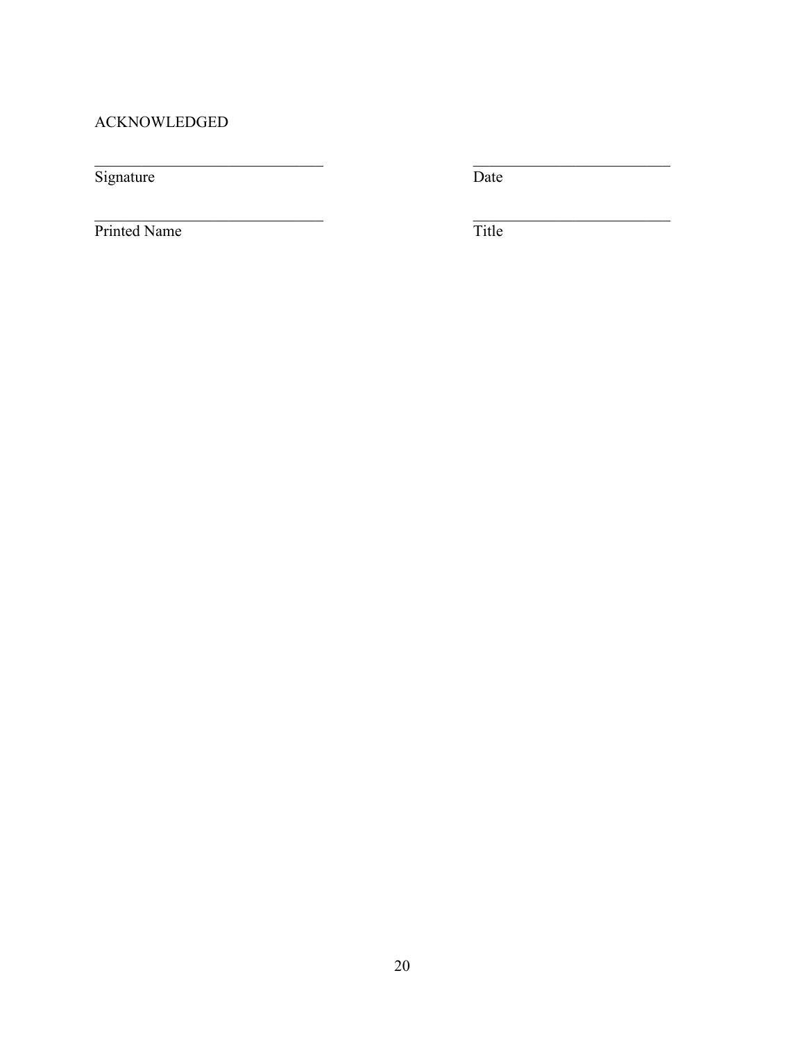ACKNOWLEDGED

| ______________________________ | __________________________ |
| --- | --- |
| Signature | Date |
| ______________________________ | __________________________ |
| Printed Name | Title |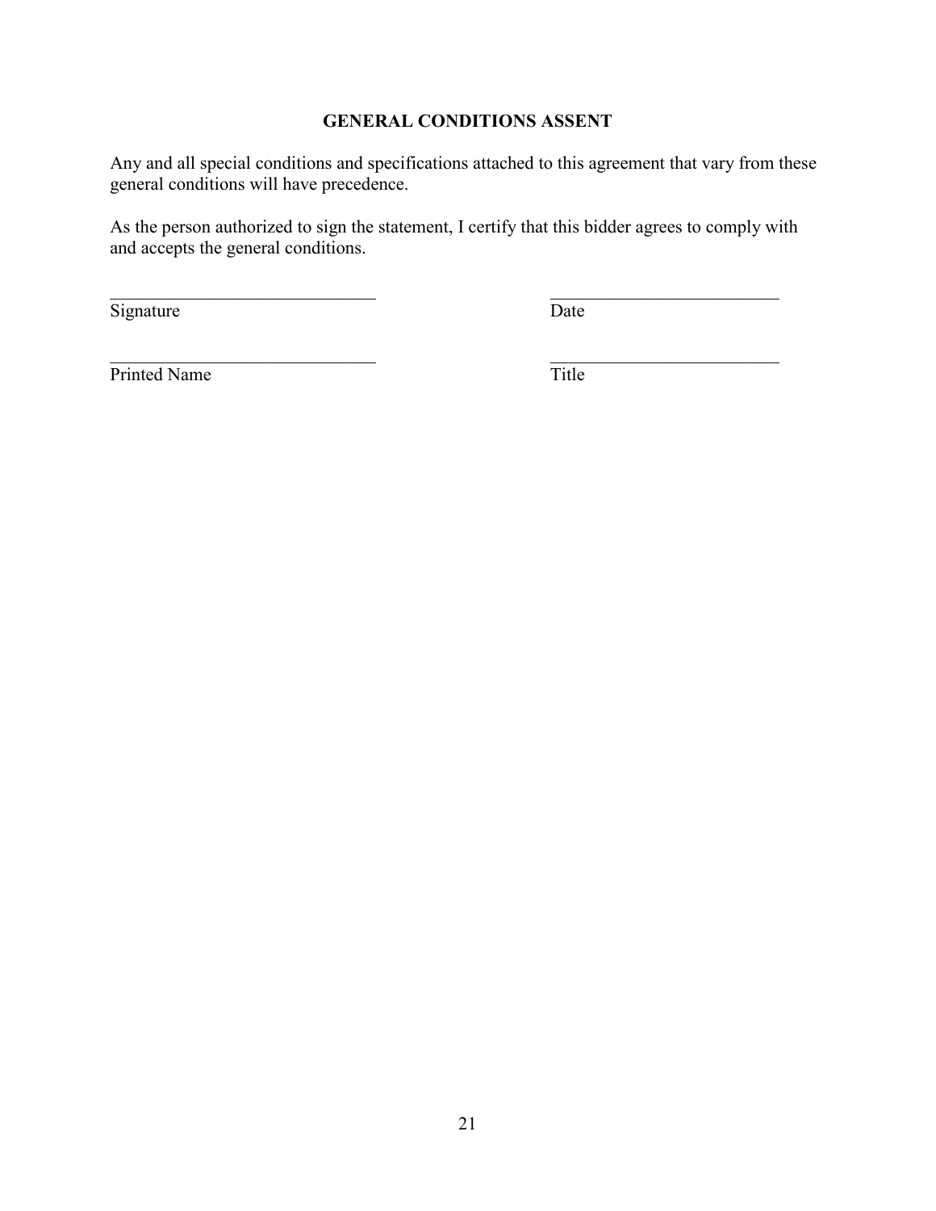## GENERAL CONDITIONS ASSENT

Any and all special conditions and specifications attached to this agreement that vary from these general conditions will have precedence.

As the person authorized to sign the statement, I certify that this bidder agrees to comply with and accepts the general conditions.

______________________________ ______________________________
Signature Date

______________________________ ______________________________
Printed Name Title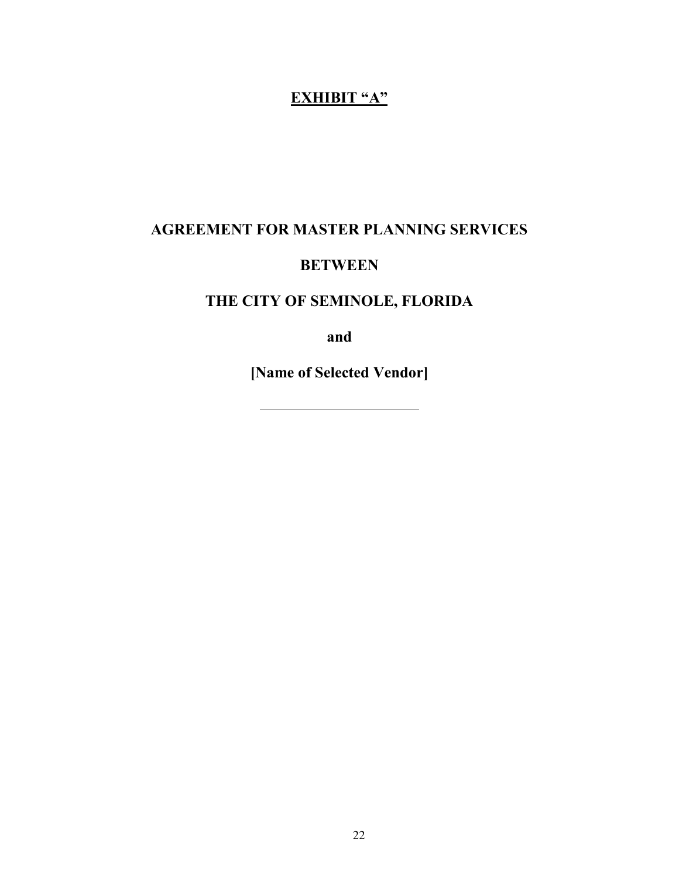**<u>EXHIBIT "A"</u>**

# AGREEMENT FOR MASTER PLANNING SERVICES

# BETWEEN

# THE CITY OF SEMINOLE, FLORIDA

# and

# [Name of Selected Vendor]

---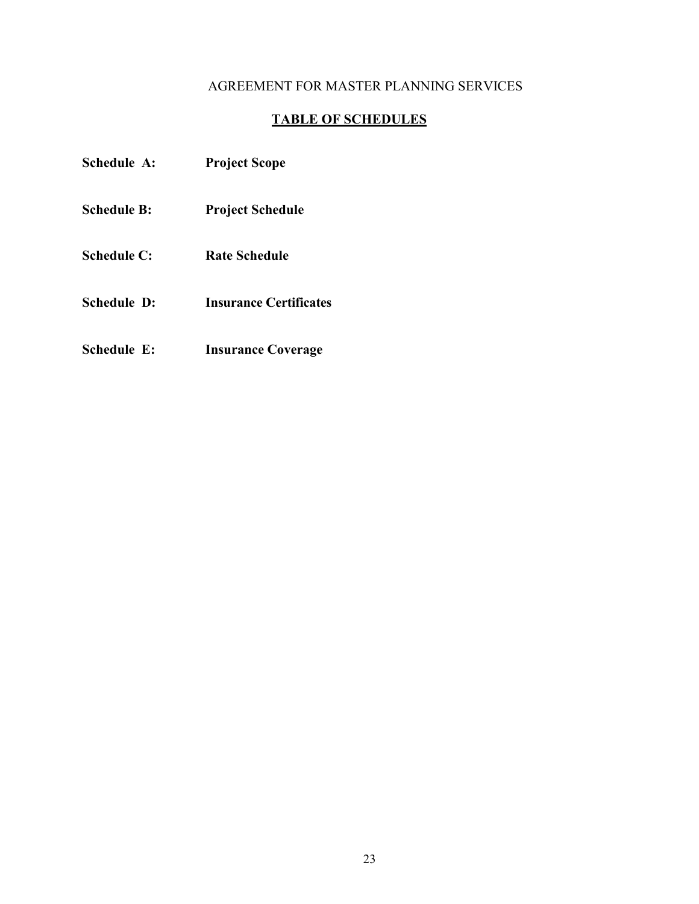AGREEMENT FOR MASTER PLANNING SERVICES

## TABLE OF SCHEDULES

**Schedule A:** **Project Scope**

**Schedule B:** **Project Schedule**

**Schedule C:** **Rate Schedule**

**Schedule D:** **Insurance Certificates**

**Schedule E:** **Insurance Coverage**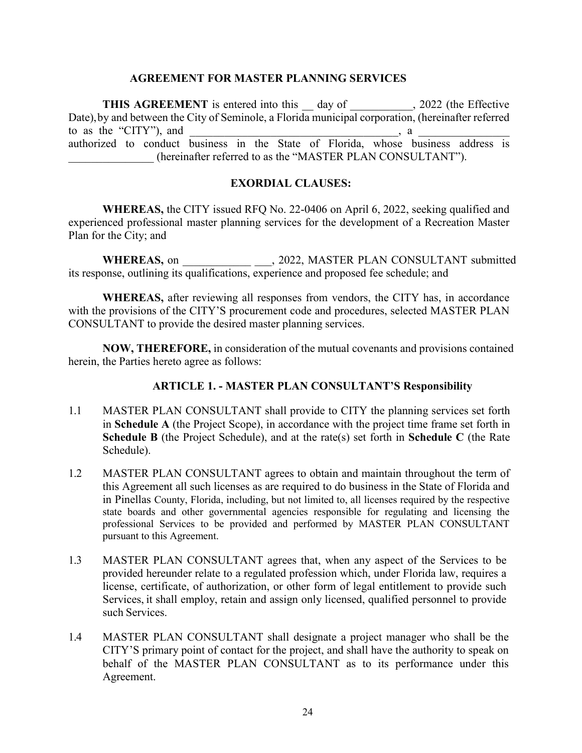## AGREEMENT FOR MASTER PLANNING SERVICES

**THIS AGREEMENT** is entered into this __ day of ___________, 2022 (the Effective Date), by and between the City of Seminole, a Florida municipal corporation, (hereinafter referred to as the "CITY"), and _____________________________________, a ________________ authorized to conduct business in the State of Florida, whose business address is _______________ (hereinafter referred to as the "MASTER PLAN CONSULTANT").

### EXORDIAL CLAUSES:

**WHEREAS,** the CITY issued RFQ No. 22-0406 on April 6, 2022, seeking qualified and experienced professional master planning services for the development of a Recreation Master Plan for the City; and

**WHEREAS,** on ____________ ___, 2022, MASTER PLAN CONSULTANT submitted its response, outlining its qualifications, experience and proposed fee schedule; and

**WHEREAS,** after reviewing all responses from vendors, the CITY has, in accordance with the provisions of the CITY'S procurement code and procedures, selected MASTER PLAN CONSULTANT to provide the desired master planning services.

**NOW, THEREFORE,** in consideration of the mutual covenants and provisions contained herein, the Parties hereto agree as follows:

### ARTICLE 1. - MASTER PLAN CONSULTANT'S Responsibility

1.1 MASTER PLAN CONSULTANT shall provide to CITY the planning services set forth in **Schedule A** (the Project Scope), in accordance with the project time frame set forth in **Schedule B** (the Project Schedule), and at the rate(s) set forth in **Schedule C** (the Rate Schedule).

1.2 MASTER PLAN CONSULTANT agrees to obtain and maintain throughout the term of this Agreement all such licenses as are required to do business in the State of Florida and in Pinellas County, Florida, including, but not limited to, all licenses required by the respective state boards and other governmental agencies responsible for regulating and licensing the professional Services to be provided and performed by MASTER PLAN CONSULTANT pursuant to this Agreement.

1.3 MASTER PLAN CONSULTANT agrees that, when any aspect of the Services to be provided hereunder relate to a regulated profession which, under Florida law, requires a license, certificate, of authorization, or other form of legal entitlement to provide such Services, it shall employ, retain and assign only licensed, qualified personnel to provide such Services.

1.4 MASTER PLAN CONSULTANT shall designate a project manager who shall be the CITY'S primary point of contact for the project, and shall have the authority to speak on behalf of the MASTER PLAN CONSULTANT as to its performance under this Agreement.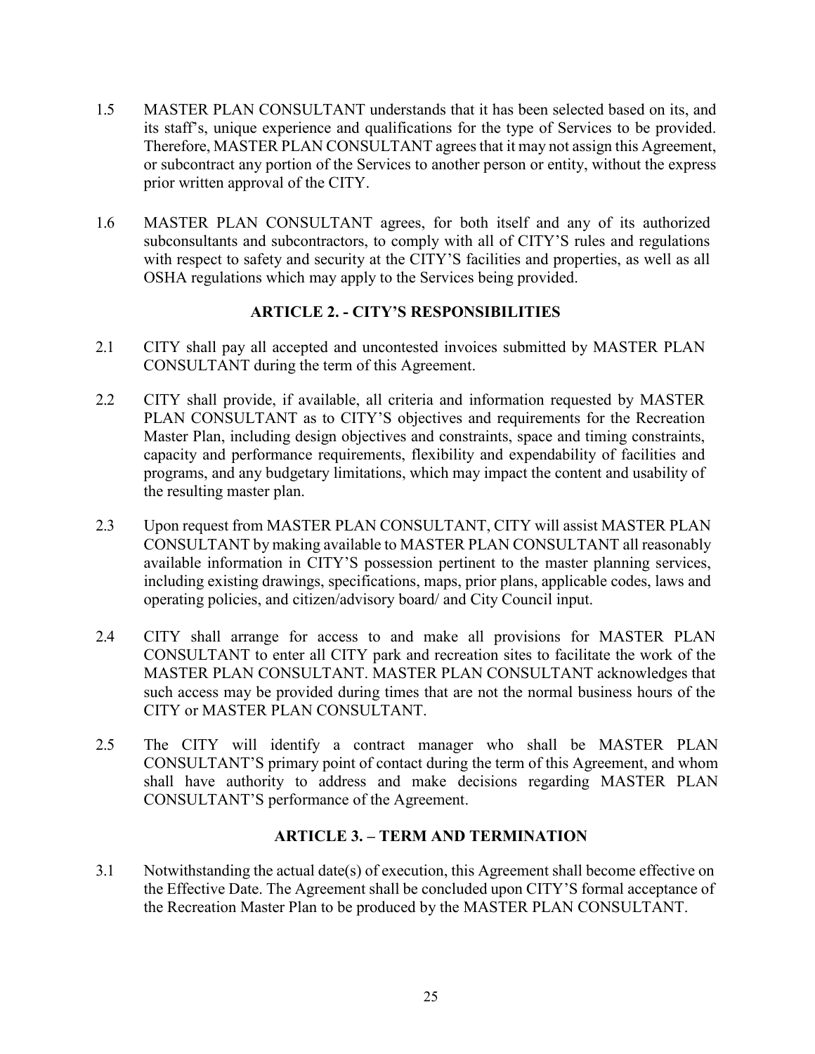1.5 MASTER PLAN CONSULTANT understands that it has been selected based on its, and its staff's, unique experience and qualifications for the type of Services to be provided. Therefore, MASTER PLAN CONSULTANT agrees that it may not assign this Agreement, or subcontract any portion of the Services to another person or entity, without the express prior written approval of the CITY.

1.6 MASTER PLAN CONSULTANT agrees, for both itself and any of its authorized subconsultants and subcontractors, to comply with all of CITY'S rules and regulations with respect to safety and security at the CITY'S facilities and properties, as well as all OSHA regulations which may apply to the Services being provided.

## ARTICLE 2. - CITY'S RESPONSIBILITIES

2.1 CITY shall pay all accepted and uncontested invoices submitted by MASTER PLAN CONSULTANT during the term of this Agreement.

2.2 CITY shall provide, if available, all criteria and information requested by MASTER PLAN CONSULTANT as to CITY'S objectives and requirements for the Recreation Master Plan, including design objectives and constraints, space and timing constraints, capacity and performance requirements, flexibility and expendability of facilities and programs, and any budgetary limitations, which may impact the content and usability of the resulting master plan.

2.3 Upon request from MASTER PLAN CONSULTANT, CITY will assist MASTER PLAN CONSULTANT by making available to MASTER PLAN CONSULTANT all reasonably available information in CITY'S possession pertinent to the master planning services, including existing drawings, specifications, maps, prior plans, applicable codes, laws and operating policies, and citizen/advisory board/ and City Council input.

2.4 CITY shall arrange for access to and make all provisions for MASTER PLAN CONSULTANT to enter all CITY park and recreation sites to facilitate the work of the MASTER PLAN CONSULTANT. MASTER PLAN CONSULTANT acknowledges that such access may be provided during times that are not the normal business hours of the CITY or MASTER PLAN CONSULTANT.

2.5 The CITY will identify a contract manager who shall be MASTER PLAN CONSULTANT'S primary point of contact during the term of this Agreement, and whom shall have authority to address and make decisions regarding MASTER PLAN CONSULTANT'S performance of the Agreement.

## ARTICLE 3. – TERM AND TERMINATION

3.1 Notwithstanding the actual date(s) of execution, this Agreement shall become effective on the Effective Date. The Agreement shall be concluded upon CITY'S formal acceptance of the Recreation Master Plan to be produced by the MASTER PLAN CONSULTANT.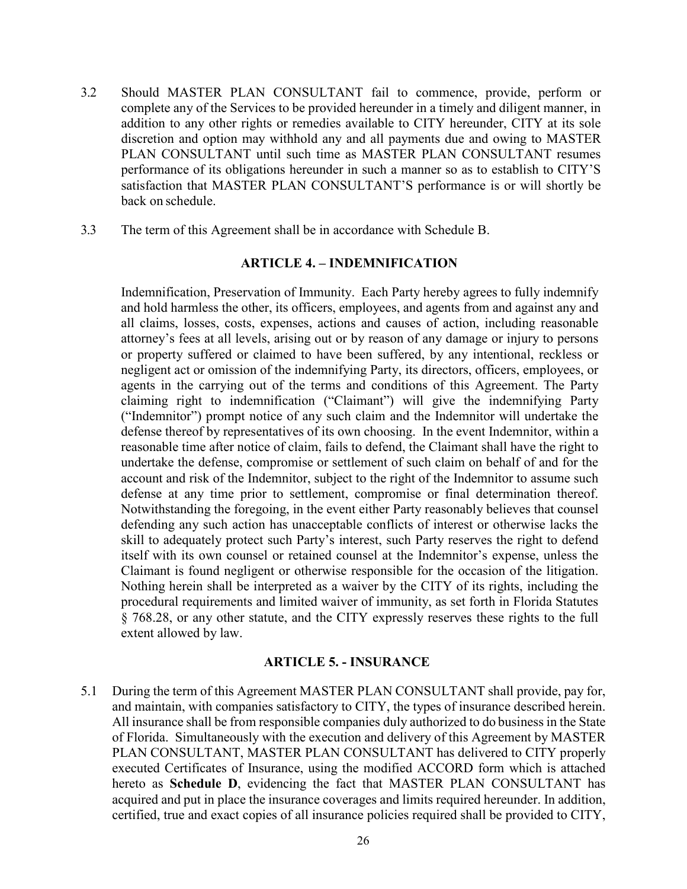3.2 Should MASTER PLAN CONSULTANT fail to commence, provide, perform or complete any of the Services to be provided hereunder in a timely and diligent manner, in addition to any other rights or remedies available to CITY hereunder, CITY at its sole discretion and option may withhold any and all payments due and owing to MASTER PLAN CONSULTANT until such time as MASTER PLAN CONSULTANT resumes performance of its obligations hereunder in such a manner so as to establish to CITY'S satisfaction that MASTER PLAN CONSULTANT'S performance is or will shortly be back on schedule.

3.3 The term of this Agreement shall be in accordance with Schedule B.

## ARTICLE 4. – INDEMNIFICATION

Indemnification, Preservation of Immunity. Each Party hereby agrees to fully indemnify and hold harmless the other, its officers, employees, and agents from and against any and all claims, losses, costs, expenses, actions and causes of action, including reasonable attorney's fees at all levels, arising out or by reason of any damage or injury to persons or property suffered or claimed to have been suffered, by any intentional, reckless or negligent act or omission of the indemnifying Party, its directors, officers, employees, or agents in the carrying out of the terms and conditions of this Agreement. The Party claiming right to indemnification ("Claimant") will give the indemnifying Party ("Indemnitor") prompt notice of any such claim and the Indemnitor will undertake the defense thereof by representatives of its own choosing. In the event Indemnitor, within a reasonable time after notice of claim, fails to defend, the Claimant shall have the right to undertake the defense, compromise or settlement of such claim on behalf of and for the account and risk of the Indemnitor, subject to the right of the Indemnitor to assume such defense at any time prior to settlement, compromise or final determination thereof. Notwithstanding the foregoing, in the event either Party reasonably believes that counsel defending any such action has unacceptable conflicts of interest or otherwise lacks the skill to adequately protect such Party's interest, such Party reserves the right to defend itself with its own counsel or retained counsel at the Indemnitor's expense, unless the Claimant is found negligent or otherwise responsible for the occasion of the litigation. Nothing herein shall be interpreted as a waiver by the CITY of its rights, including the procedural requirements and limited waiver of immunity, as set forth in Florida Statutes § 768.28, or any other statute, and the CITY expressly reserves these rights to the full extent allowed by law.

## ARTICLE 5. - INSURANCE

5.1 During the term of this Agreement MASTER PLAN CONSULTANT shall provide, pay for, and maintain, with companies satisfactory to CITY, the types of insurance described herein. All insurance shall be from responsible companies duly authorized to do business in the State of Florida. Simultaneously with the execution and delivery of this Agreement by MASTER PLAN CONSULTANT, MASTER PLAN CONSULTANT has delivered to CITY properly executed Certificates of Insurance, using the modified ACCORD form which is attached hereto as **Schedule D**, evidencing the fact that MASTER PLAN CONSULTANT has acquired and put in place the insurance coverages and limits required hereunder. In addition, certified, true and exact copies of all insurance policies required shall be provided to CITY,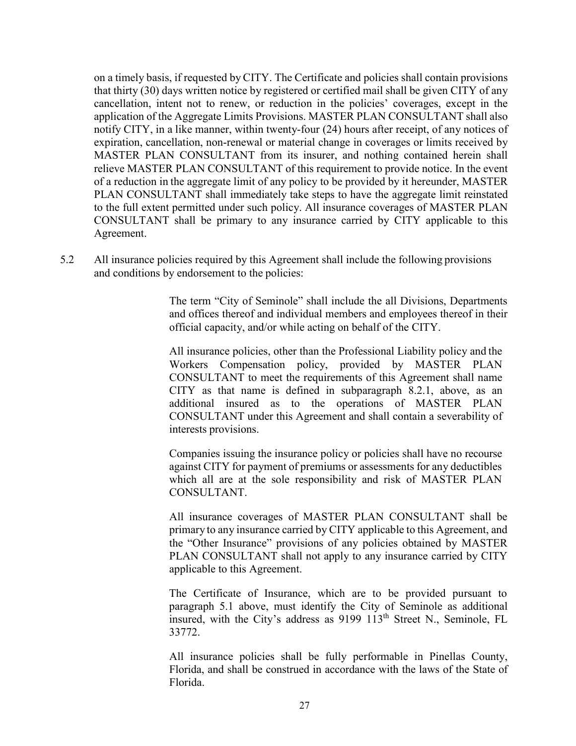on a timely basis, if requested by CITY. The Certificate and policies shall contain provisions that thirty (30) days written notice by registered or certified mail shall be given CITY of any cancellation, intent not to renew, or reduction in the policies' coverages, except in the application of the Aggregate Limits Provisions. MASTER PLAN CONSULTANT shall also notify CITY, in a like manner, within twenty-four (24) hours after receipt, of any notices of expiration, cancellation, non-renewal or material change in coverages or limits received by MASTER PLAN CONSULTANT from its insurer, and nothing contained herein shall relieve MASTER PLAN CONSULTANT of this requirement to provide notice. In the event of a reduction in the aggregate limit of any policy to be provided by it hereunder, MASTER PLAN CONSULTANT shall immediately take steps to have the aggregate limit reinstated to the full extent permitted under such policy. All insurance coverages of MASTER PLAN CONSULTANT shall be primary to any insurance carried by CITY applicable to this Agreement.

5.2 All insurance policies required by this Agreement shall include the following provisions and conditions by endorsement to the policies:

The term "City of Seminole" shall include the all Divisions, Departments and offices thereof and individual members and employees thereof in their official capacity, and/or while acting on behalf of the CITY.

All insurance policies, other than the Professional Liability policy and the Workers Compensation policy, provided by MASTER PLAN CONSULTANT to meet the requirements of this Agreement shall name CITY as that name is defined in subparagraph 8.2.1, above, as an additional insured as to the operations of MASTER PLAN CONSULTANT under this Agreement and shall contain a severability of interests provisions.

Companies issuing the insurance policy or policies shall have no recourse against CITY for payment of premiums or assessments for any deductibles which all are at the sole responsibility and risk of MASTER PLAN CONSULTANT.

All insurance coverages of MASTER PLAN CONSULTANT shall be primary to any insurance carried by CITY applicable to this Agreement, and the "Other Insurance" provisions of any policies obtained by MASTER PLAN CONSULTANT shall not apply to any insurance carried by CITY applicable to this Agreement.

The Certificate of Insurance, which are to be provided pursuant to paragraph 5.1 above, must identify the City of Seminole as additional insured, with the City's address as 9199 113th Street N., Seminole, FL 33772.

All insurance policies shall be fully performable in Pinellas County, Florida, and shall be construed in accordance with the laws of the State of Florida.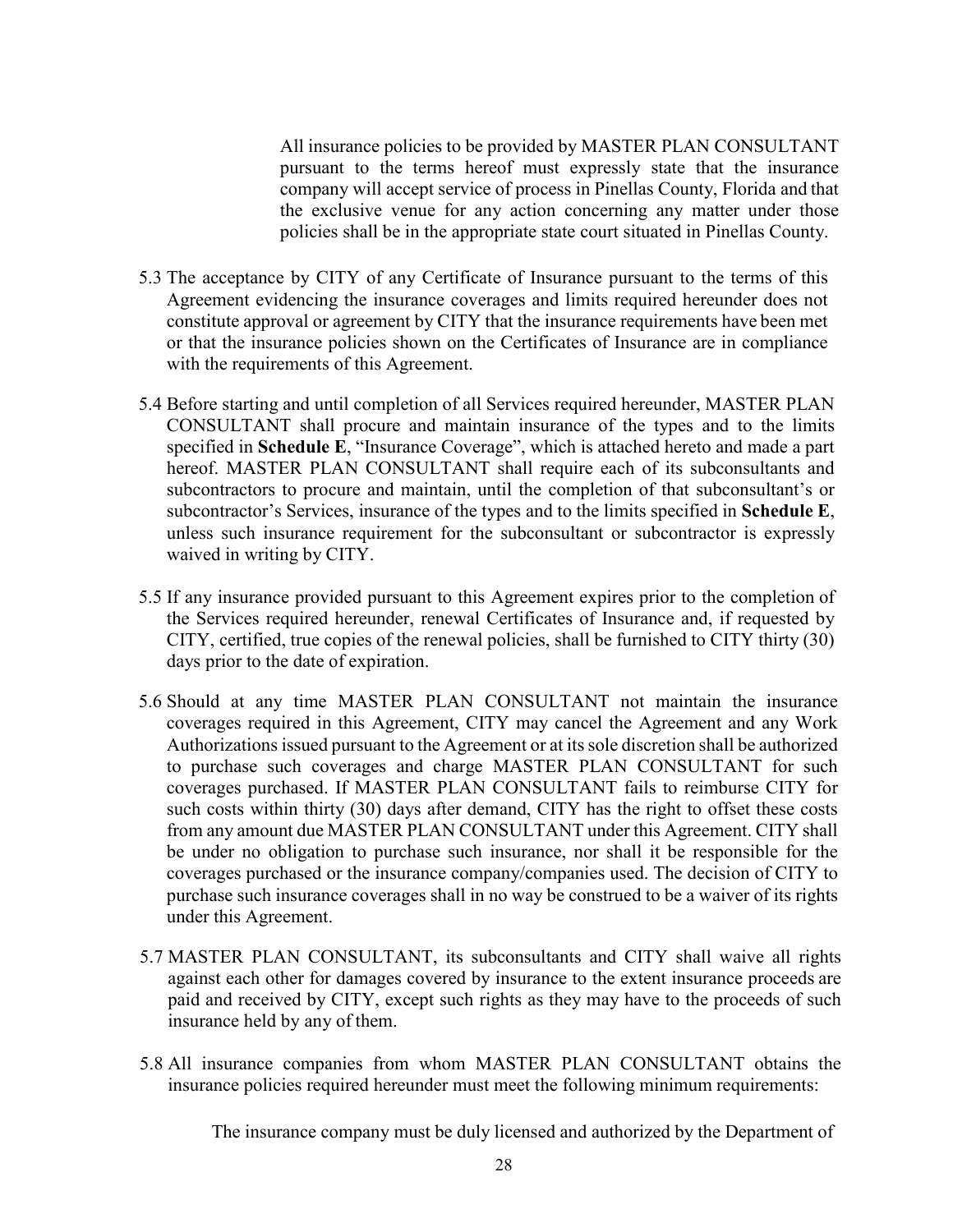All insurance policies to be provided by MASTER PLAN CONSULTANT pursuant to the terms hereof must expressly state that the insurance company will accept service of process in Pinellas County, Florida and that the exclusive venue for any action concerning any matter under those policies shall be in the appropriate state court situated in Pinellas County.

5.3 The acceptance by CITY of any Certificate of Insurance pursuant to the terms of this Agreement evidencing the insurance coverages and limits required hereunder does not constitute approval or agreement by CITY that the insurance requirements have been met or that the insurance policies shown on the Certificates of Insurance are in compliance with the requirements of this Agreement.

5.4 Before starting and until completion of all Services required hereunder, MASTER PLAN CONSULTANT shall procure and maintain insurance of the types and to the limits specified in **Schedule E**, "Insurance Coverage", which is attached hereto and made a part hereof. MASTER PLAN CONSULTANT shall require each of its subconsultants and subcontractors to procure and maintain, until the completion of that subconsultant's or subcontractor's Services, insurance of the types and to the limits specified in **Schedule E**, unless such insurance requirement for the subconsultant or subcontractor is expressly waived in writing by CITY.

5.5 If any insurance provided pursuant to this Agreement expires prior to the completion of the Services required hereunder, renewal Certificates of Insurance and, if requested by CITY, certified, true copies of the renewal policies, shall be furnished to CITY thirty (30) days prior to the date of expiration.

5.6 Should at any time MASTER PLAN CONSULTANT not maintain the insurance coverages required in this Agreement, CITY may cancel the Agreement and any Work Authorizations issued pursuant to the Agreement or at its sole discretion shall be authorized to purchase such coverages and charge MASTER PLAN CONSULTANT for such coverages purchased. If MASTER PLAN CONSULTANT fails to reimburse CITY for such costs within thirty (30) days after demand, CITY has the right to offset these costs from any amount due MASTER PLAN CONSULTANT under this Agreement. CITY shall be under no obligation to purchase such insurance, nor shall it be responsible for the coverages purchased or the insurance company/companies used. The decision of CITY to purchase such insurance coverages shall in no way be construed to be a waiver of its rights under this Agreement.

5.7 MASTER PLAN CONSULTANT, its subconsultants and CITY shall waive all rights against each other for damages covered by insurance to the extent insurance proceeds are paid and received by CITY, except such rights as they may have to the proceeds of such insurance held by any of them.

5.8 All insurance companies from whom MASTER PLAN CONSULTANT obtains the insurance policies required hereunder must meet the following minimum requirements:

The insurance company must be duly licensed and authorized by the Department of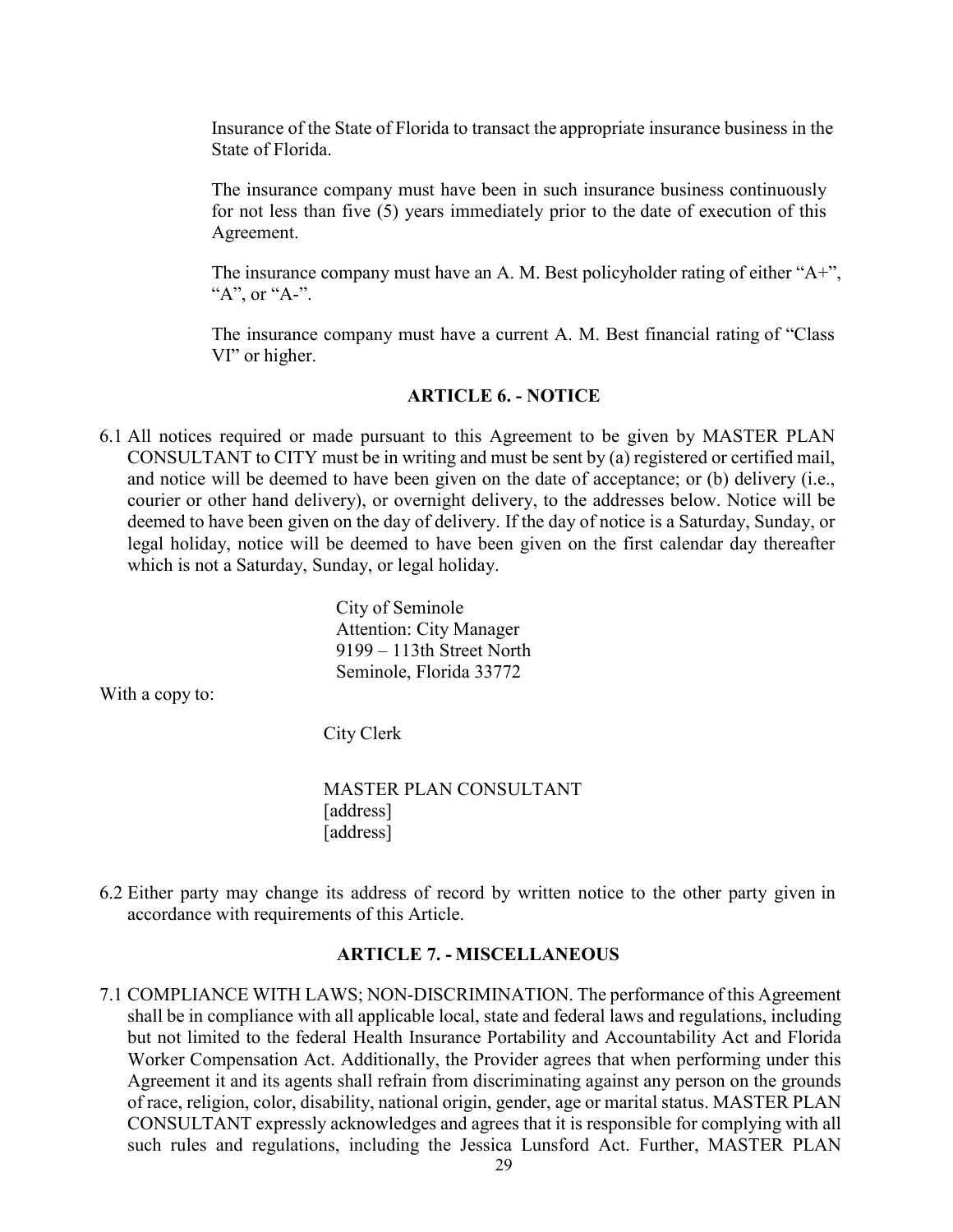Insurance of the State of Florida to transact the appropriate insurance business in the State of Florida.

The insurance company must have been in such insurance business continuously for not less than five (5) years immediately prior to the date of execution of this Agreement.

The insurance company must have an A. M. Best policyholder rating of either "A+", "A", or "A-".

The insurance company must have a current A. M. Best financial rating of "Class VI" or higher.

## ARTICLE 6. - NOTICE

6.1 All notices required or made pursuant to this Agreement to be given by MASTER PLAN CONSULTANT to CITY must be in writing and must be sent by (a) registered or certified mail, and notice will be deemed to have been given on the date of acceptance; or (b) delivery (i.e., courier or other hand delivery), or overnight delivery, to the addresses below. Notice will be deemed to have been given on the day of delivery. If the day of notice is a Saturday, Sunday, or legal holiday, notice will be deemed to have been given on the first calendar day thereafter which is not a Saturday, Sunday, or legal holiday.

City of Seminole
Attention: City Manager
9199 – 113th Street North
Seminole, Florida 33772

With a copy to:

City Clerk

MASTER PLAN CONSULTANT
[address]
[address]

6.2 Either party may change its address of record by written notice to the other party given in accordance with requirements of this Article.

## ARTICLE 7. - MISCELLANEOUS

7.1 COMPLIANCE WITH LAWS; NON-DISCRIMINATION. The performance of this Agreement shall be in compliance with all applicable local, state and federal laws and regulations, including but not limited to the federal Health Insurance Portability and Accountability Act and Florida Worker Compensation Act. Additionally, the Provider agrees that when performing under this Agreement it and its agents shall refrain from discriminating against any person on the grounds of race, religion, color, disability, national origin, gender, age or marital status. MASTER PLAN CONSULTANT expressly acknowledges and agrees that it is responsible for complying with all such rules and regulations, including the Jessica Lunsford Act. Further, MASTER PLAN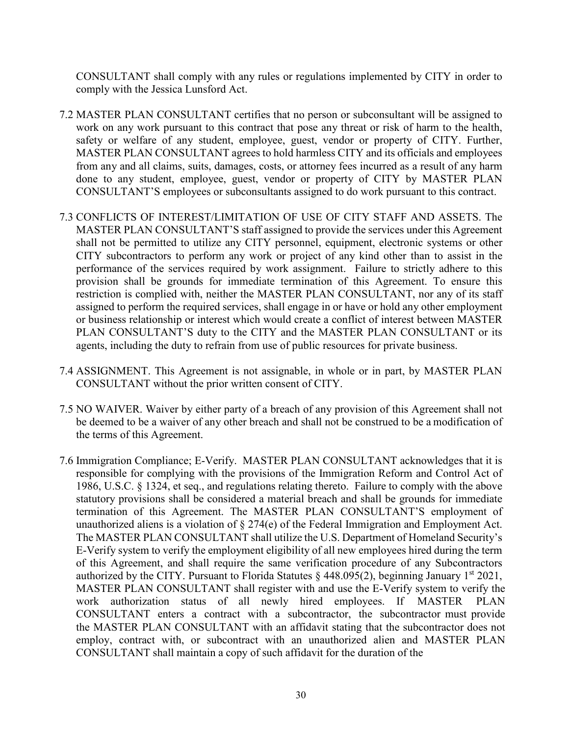CONSULTANT shall comply with any rules or regulations implemented by CITY in order to comply with the Jessica Lunsford Act.

7.2 MASTER PLAN CONSULTANT certifies that no person or subconsultant will be assigned to work on any work pursuant to this contract that pose any threat or risk of harm to the health, safety or welfare of any student, employee, guest, vendor or property of CITY. Further, MASTER PLAN CONSULTANT agrees to hold harmless CITY and its officials and employees from any and all claims, suits, damages, costs, or attorney fees incurred as a result of any harm done to any student, employee, guest, vendor or property of CITY by MASTER PLAN CONSULTANT'S employees or subconsultants assigned to do work pursuant to this contract.

7.3 CONFLICTS OF INTEREST/LIMITATION OF USE OF CITY STAFF AND ASSETS. The MASTER PLAN CONSULTANT'S staff assigned to provide the services under this Agreement shall not be permitted to utilize any CITY personnel, equipment, electronic systems or other CITY subcontractors to perform any work or project of any kind other than to assist in the performance of the services required by work assignment. Failure to strictly adhere to this provision shall be grounds for immediate termination of this Agreement. To ensure this restriction is complied with, neither the MASTER PLAN CONSULTANT, nor any of its staff assigned to perform the required services, shall engage in or have or hold any other employment or business relationship or interest which would create a conflict of interest between MASTER PLAN CONSULTANT'S duty to the CITY and the MASTER PLAN CONSULTANT or its agents, including the duty to refrain from use of public resources for private business.

7.4 ASSIGNMENT. This Agreement is not assignable, in whole or in part, by MASTER PLAN CONSULTANT without the prior written consent of CITY.

7.5 NO WAIVER. Waiver by either party of a breach of any provision of this Agreement shall not be deemed to be a waiver of any other breach and shall not be construed to be a modification of the terms of this Agreement.

7.6 Immigration Compliance; E-Verify. MASTER PLAN CONSULTANT acknowledges that it is responsible for complying with the provisions of the Immigration Reform and Control Act of 1986, U.S.C. § 1324, et seq., and regulations relating thereto. Failure to comply with the above statutory provisions shall be considered a material breach and shall be grounds for immediate termination of this Agreement. The MASTER PLAN CONSULTANT'S employment of unauthorized aliens is a violation of § 274(e) of the Federal Immigration and Employment Act. The MASTER PLAN CONSULTANT shall utilize the U.S. Department of Homeland Security's E-Verify system to verify the employment eligibility of all new employees hired during the term of this Agreement, and shall require the same verification procedure of any Subcontractors authorized by the CITY. Pursuant to Florida Statutes § 448.095(2), beginning January 1st 2021, MASTER PLAN CONSULTANT shall register with and use the E-Verify system to verify the work authorization status of all newly hired employees. If MASTER PLAN CONSULTANT enters a contract with a subcontractor, the subcontractor must provide the MASTER PLAN CONSULTANT with an affidavit stating that the subcontractor does not employ, contract with, or subcontract with an unauthorized alien and MASTER PLAN CONSULTANT shall maintain a copy of such affidavit for the duration of the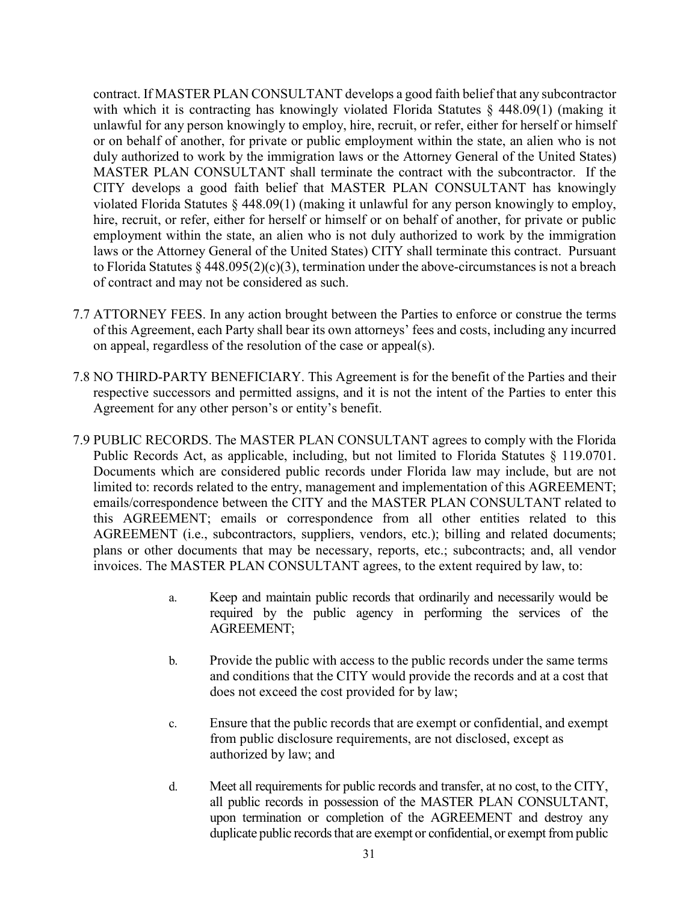contract. If MASTER PLAN CONSULTANT develops a good faith belief that any subcontractor with which it is contracting has knowingly violated Florida Statutes § 448.09(1) (making it unlawful for any person knowingly to employ, hire, recruit, or refer, either for herself or himself or on behalf of another, for private or public employment within the state, an alien who is not duly authorized to work by the immigration laws or the Attorney General of the United States) MASTER PLAN CONSULTANT shall terminate the contract with the subcontractor. If the CITY develops a good faith belief that MASTER PLAN CONSULTANT has knowingly violated Florida Statutes § 448.09(1) (making it unlawful for any person knowingly to employ, hire, recruit, or refer, either for herself or himself or on behalf of another, for private or public employment within the state, an alien who is not duly authorized to work by the immigration laws or the Attorney General of the United States) CITY shall terminate this contract. Pursuant to Florida Statutes § 448.095(2)(c)(3), termination under the above-circumstances is not a breach of contract and may not be considered as such.

7.7 ATTORNEY FEES. In any action brought between the Parties to enforce or construe the terms of this Agreement, each Party shall bear its own attorneys' fees and costs, including any incurred on appeal, regardless of the resolution of the case or appeal(s).

7.8 NO THIRD-PARTY BENEFICIARY. This Agreement is for the benefit of the Parties and their respective successors and permitted assigns, and it is not the intent of the Parties to enter this Agreement for any other person's or entity's benefit.

7.9 PUBLIC RECORDS. The MASTER PLAN CONSULTANT agrees to comply with the Florida Public Records Act, as applicable, including, but not limited to Florida Statutes § 119.0701. Documents which are considered public records under Florida law may include, but are not limited to: records related to the entry, management and implementation of this AGREEMENT; emails/correspondence between the CITY and the MASTER PLAN CONSULTANT related to this AGREEMENT; emails or correspondence from all other entities related to this AGREEMENT (i.e., subcontractors, suppliers, vendors, etc.); billing and related documents; plans or other documents that may be necessary, reports, etc.; subcontracts; and, all vendor invoices. The MASTER PLAN CONSULTANT agrees, to the extent required by law, to:

a. Keep and maintain public records that ordinarily and necessarily would be required by the public agency in performing the services of the AGREEMENT;

b. Provide the public with access to the public records under the same terms and conditions that the CITY would provide the records and at a cost that does not exceed the cost provided for by law;

c. Ensure that the public records that are exempt or confidential, and exempt from public disclosure requirements, are not disclosed, except as authorized by law; and

d. Meet all requirements for public records and transfer, at no cost, to the CITY, all public records in possession of the MASTER PLAN CONSULTANT, upon termination or completion of the AGREEMENT and destroy any duplicate public records that are exempt or confidential, or exempt from public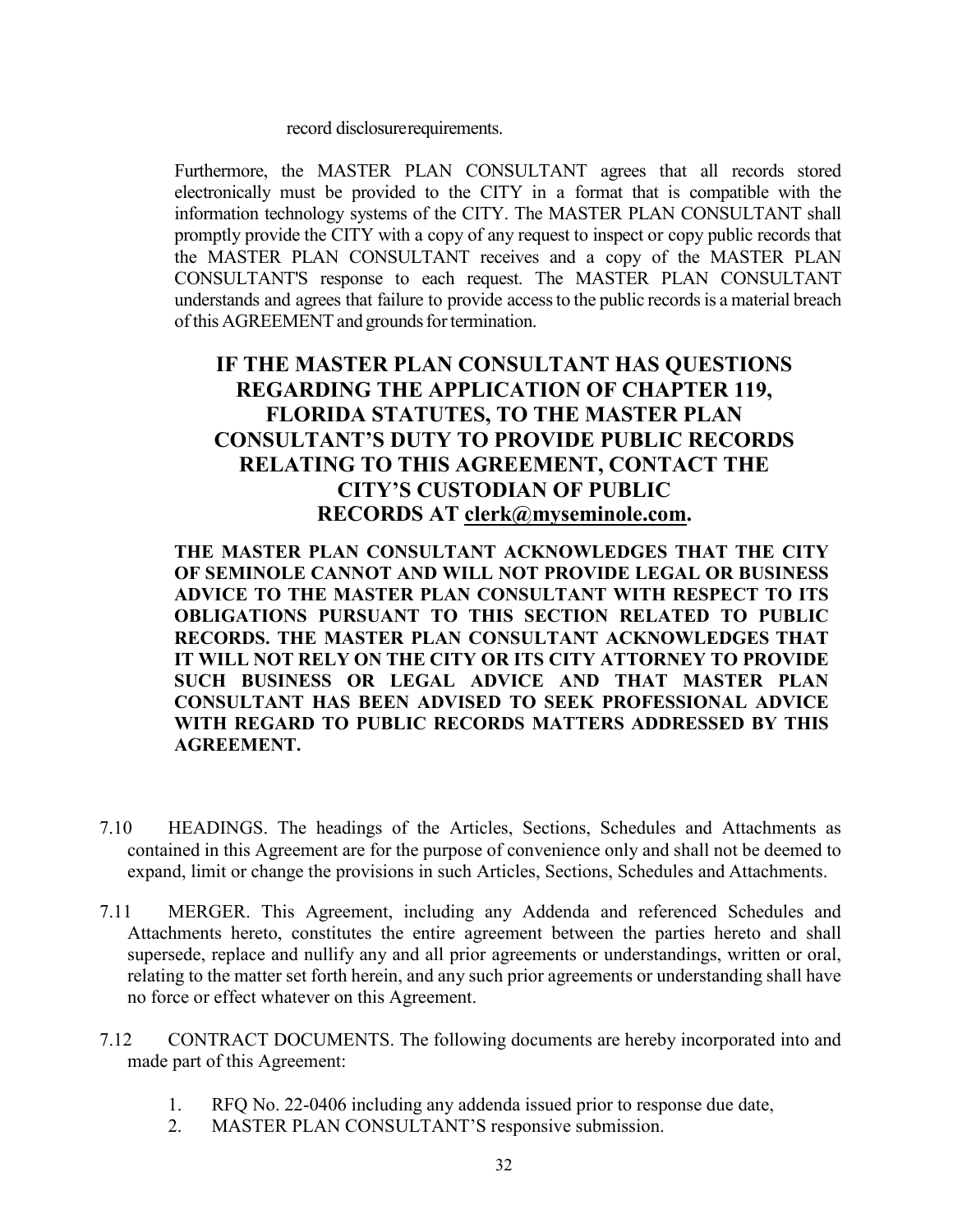record disclosure requirements.

Furthermore, the MASTER PLAN CONSULTANT agrees that all records stored electronically must be provided to the CITY in a format that is compatible with the information technology systems of the CITY. The MASTER PLAN CONSULTANT shall promptly provide the CITY with a copy of any request to inspect or copy public records that the MASTER PLAN CONSULTANT receives and a copy of the MASTER PLAN CONSULTANT'S response to each request. The MASTER PLAN CONSULTANT understands and agrees that failure to provide access to the public records is a material breach of this AGREEMENT and grounds for termination.

**IF THE MASTER PLAN CONSULTANT HAS QUESTIONS REGARDING THE APPLICATION OF CHAPTER 119, FLORIDA STATUTES, TO THE MASTER PLAN CONSULTANT'S DUTY TO PROVIDE PUBLIC RECORDS RELATING TO THIS AGREEMENT, CONTACT THE CITY'S CUSTODIAN OF PUBLIC RECORDS AT clerk@myseminole.com.**

**THE MASTER PLAN CONSULTANT ACKNOWLEDGES THAT THE CITY OF SEMINOLE CANNOT AND WILL NOT PROVIDE LEGAL OR BUSINESS ADVICE TO THE MASTER PLAN CONSULTANT WITH RESPECT TO ITS OBLIGATIONS PURSUANT TO THIS SECTION RELATED TO PUBLIC RECORDS. THE MASTER PLAN CONSULTANT ACKNOWLEDGES THAT IT WILL NOT RELY ON THE CITY OR ITS CITY ATTORNEY TO PROVIDE SUCH BUSINESS OR LEGAL ADVICE AND THAT MASTER PLAN CONSULTANT HAS BEEN ADVISED TO SEEK PROFESSIONAL ADVICE WITH REGARD TO PUBLIC RECORDS MATTERS ADDRESSED BY THIS AGREEMENT.**

7.10 HEADINGS. The headings of the Articles, Sections, Schedules and Attachments as contained in this Agreement are for the purpose of convenience only and shall not be deemed to expand, limit or change the provisions in such Articles, Sections, Schedules and Attachments.

7.11 MERGER. This Agreement, including any Addenda and referenced Schedules and Attachments hereto, constitutes the entire agreement between the parties hereto and shall supersede, replace and nullify any and all prior agreements or understandings, written or oral, relating to the matter set forth herein, and any such prior agreements or understanding shall have no force or effect whatever on this Agreement.

7.12 CONTRACT DOCUMENTS. The following documents are hereby incorporated into and made part of this Agreement:

1. RFQ No. 22-0406 including any addenda issued prior to response due date,
2. MASTER PLAN CONSULTANT'S responsive submission.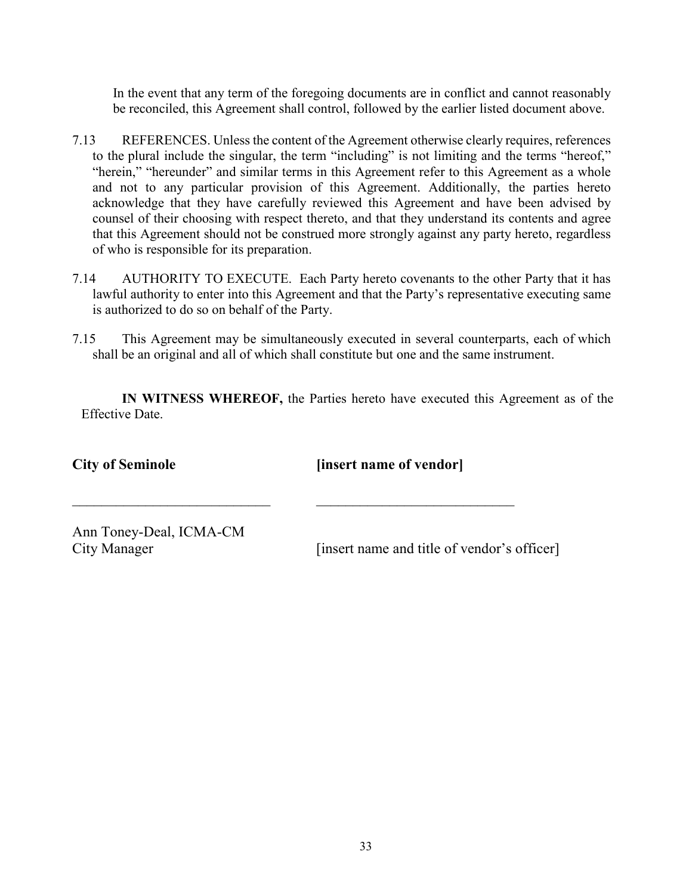In the event that any term of the foregoing documents are in conflict and cannot reasonably be reconciled, this Agreement shall control, followed by the earlier listed document above.

7.13 REFERENCES. Unless the content of the Agreement otherwise clearly requires, references to the plural include the singular, the term "including" is not limiting and the terms "hereof," "herein," "hereunder" and similar terms in this Agreement refer to this Agreement as a whole and not to any particular provision of this Agreement. Additionally, the parties hereto acknowledge that they have carefully reviewed this Agreement and have been advised by counsel of their choosing with respect thereto, and that they understand its contents and agree that this Agreement should not be construed more strongly against any party hereto, regardless of who is responsible for its preparation.

7.14 AUTHORITY TO EXECUTE. Each Party hereto covenants to the other Party that it has lawful authority to enter into this Agreement and that the Party's representative executing same is authorized to do so on behalf of the Party.

7.15 This Agreement may be simultaneously executed in several counterparts, each of which shall be an original and all of which shall constitute but one and the same instrument.

**IN WITNESS WHEREOF,** the Parties hereto have executed this Agreement as of the Effective Date.

| **City of Seminole** | **[insert name of vendor]** |
|---|---|
| ____________________________ | ____________________________ |
| Ann Toney-Deal, ICMA-CM<br>City Manager | [insert name and title of vendor's officer] |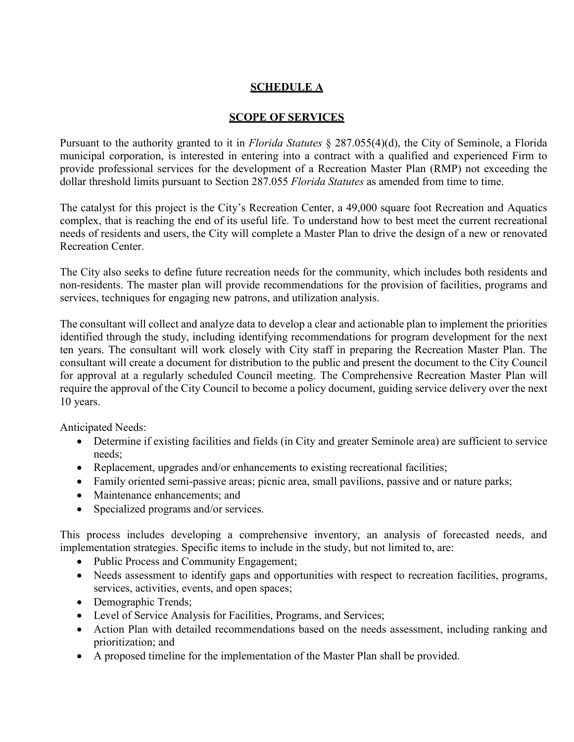# SCHEDULE A

## SCOPE OF SERVICES

Pursuant to the authority granted to it in *Florida Statutes* § 287.055(4)(d), the City of Seminole, a Florida municipal corporation, is interested in entering into a contract with a qualified and experienced Firm to provide professional services for the development of a Recreation Master Plan (RMP) not exceeding the dollar threshold limits pursuant to Section 287.055 *Florida Statutes* as amended from time to time.

The catalyst for this project is the City's Recreation Center, a 49,000 square foot Recreation and Aquatics complex, that is reaching the end of its useful life. To understand how to best meet the current recreational needs of residents and users, the City will complete a Master Plan to drive the design of a new or renovated Recreation Center.

The City also seeks to define future recreation needs for the community, which includes both residents and non-residents. The master plan will provide recommendations for the provision of facilities, programs and services, techniques for engaging new patrons, and utilization analysis.

The consultant will collect and analyze data to develop a clear and actionable plan to implement the priorities identified through the study, including identifying recommendations for program development for the next ten years. The consultant will work closely with City staff in preparing the Recreation Master Plan. The consultant will create a document for distribution to the public and present the document to the City Council for approval at a regularly scheduled Council meeting. The Comprehensive Recreation Master Plan will require the approval of the City Council to become a policy document, guiding service delivery over the next 10 years.

Anticipated Needs:

- Determine if existing facilities and fields (in City and greater Seminole area) are sufficient to service needs;
- Replacement, upgrades and/or enhancements to existing recreational facilities;
- Family oriented semi-passive areas; picnic area, small pavilions, passive and or nature parks;
- Maintenance enhancements; and
- Specialized programs and/or services.

This process includes developing a comprehensive inventory, an analysis of forecasted needs, and implementation strategies. Specific items to include in the study, but not limited to, are:

- Public Process and Community Engagement;
- Needs assessment to identify gaps and opportunities with respect to recreation facilities, programs, services, activities, events, and open spaces;
- Demographic Trends;
- Level of Service Analysis for Facilities, Programs, and Services;
- Action Plan with detailed recommendations based on the needs assessment, including ranking and prioritization; and
- A proposed timeline for the implementation of the Master Plan shall be provided.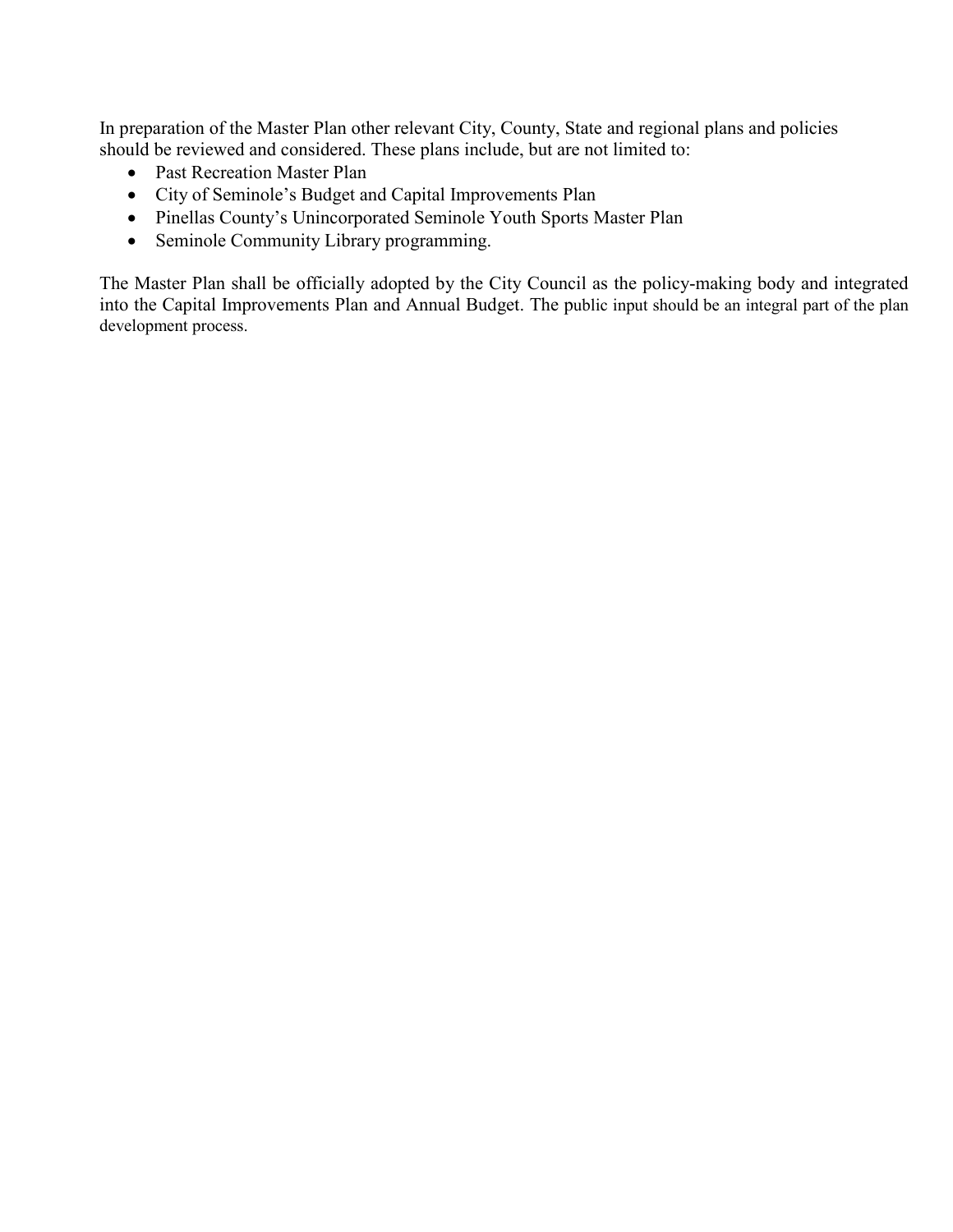In preparation of the Master Plan other relevant City, County, State and regional plans and policies should be reviewed and considered. These plans include, but are not limited to:

- Past Recreation Master Plan
- City of Seminole's Budget and Capital Improvements Plan
- Pinellas County's Unincorporated Seminole Youth Sports Master Plan
- Seminole Community Library programming.

The Master Plan shall be officially adopted by the City Council as the policy-making body and integrated into the Capital Improvements Plan and Annual Budget. The public input should be an integral part of the plan development process.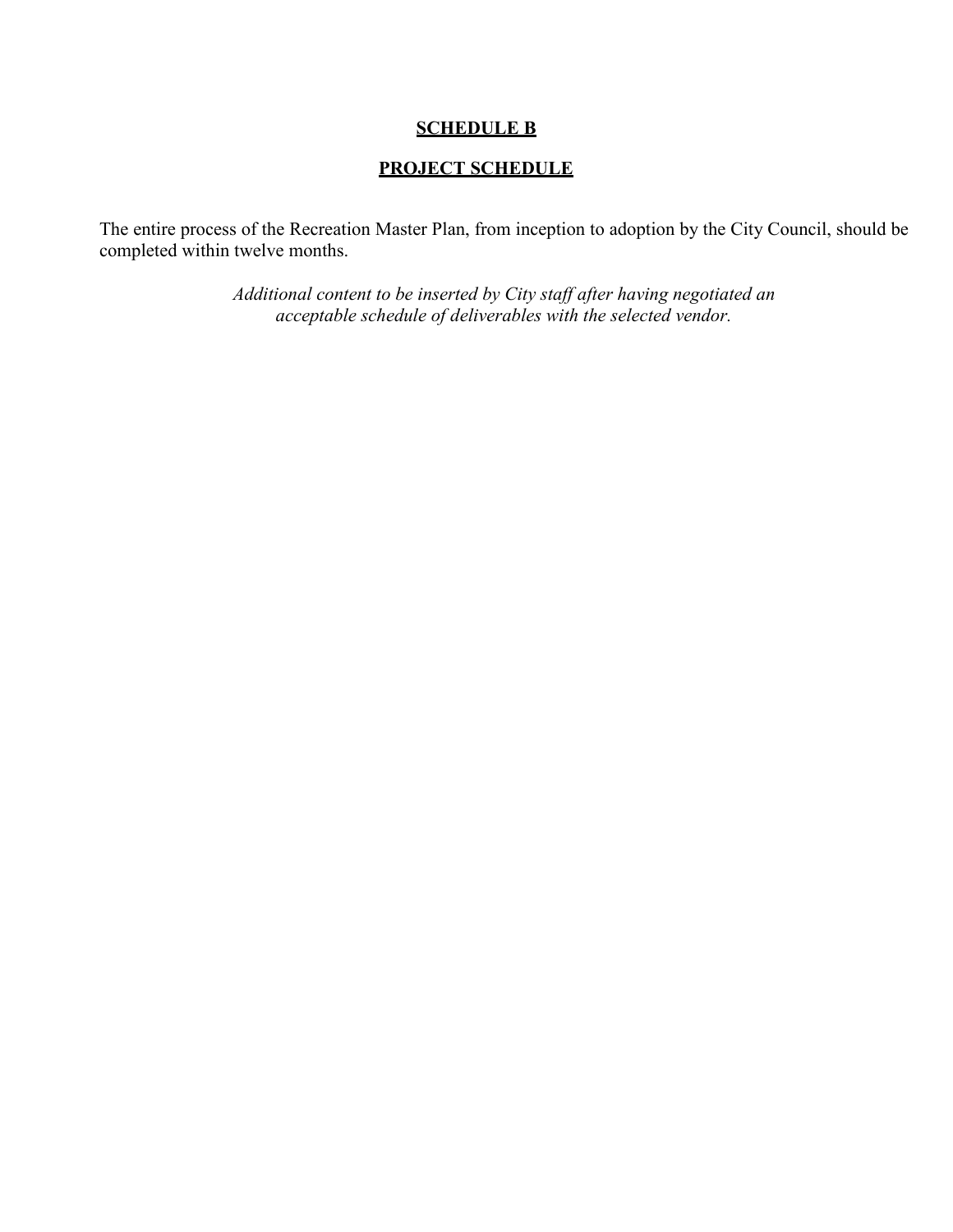**SCHEDULE B**

**PROJECT SCHEDULE**

The entire process of the Recreation Master Plan, from inception to adoption by the City Council, should be completed within twelve months.

*Additional content to be inserted by City staff after having negotiated an acceptable schedule of deliverables with the selected vendor.*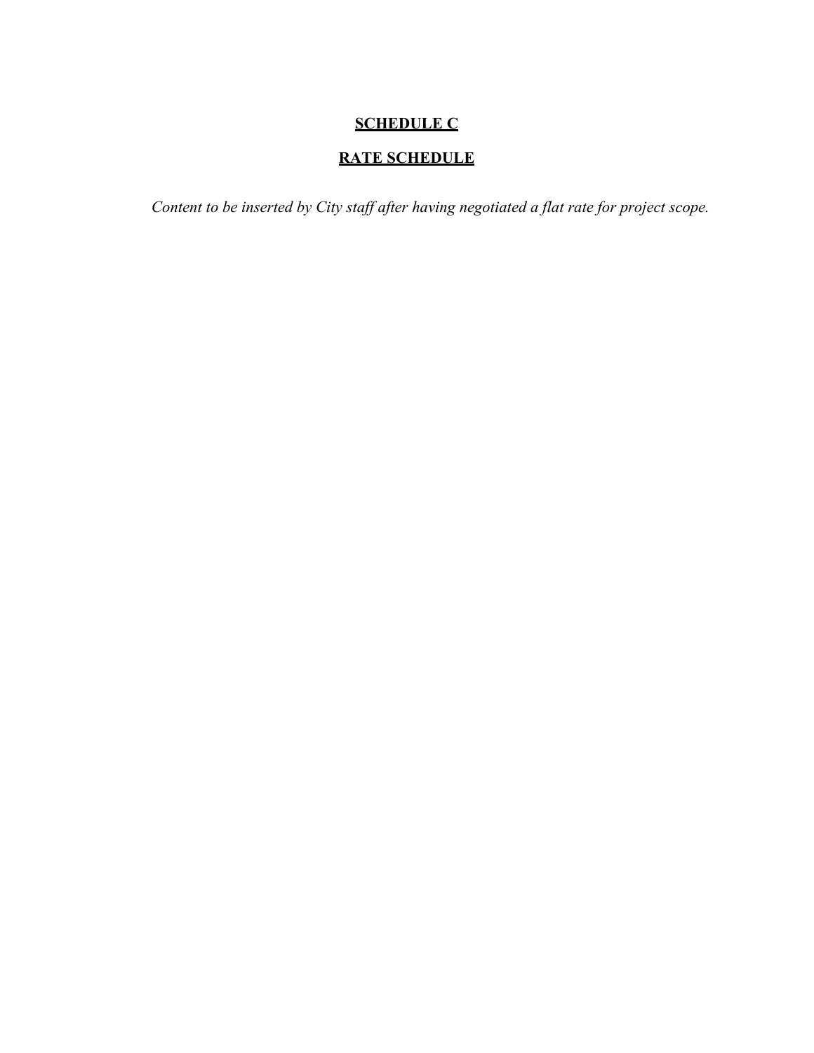# SCHEDULE C

## RATE SCHEDULE

*Content to be inserted by City staff after having negotiated a flat rate for project scope.*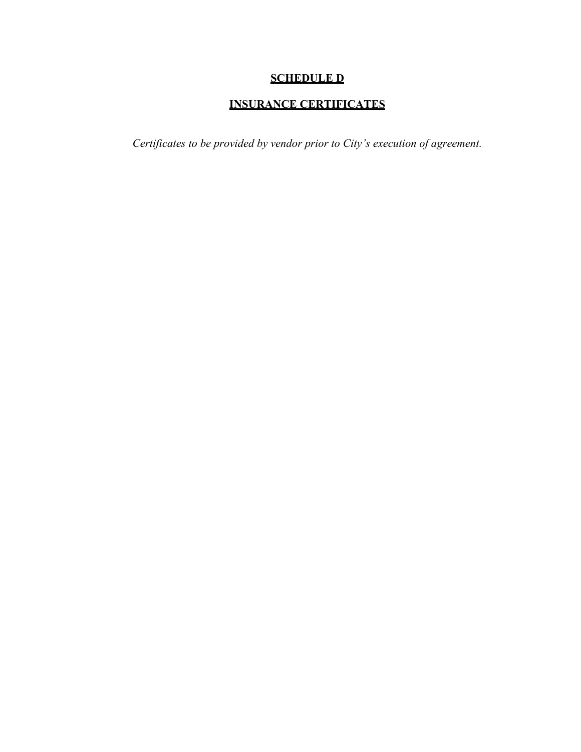## **SCHEDULE D**

## **INSURANCE CERTIFICATES**

*Certificates to be provided by vendor prior to City's execution of agreement.*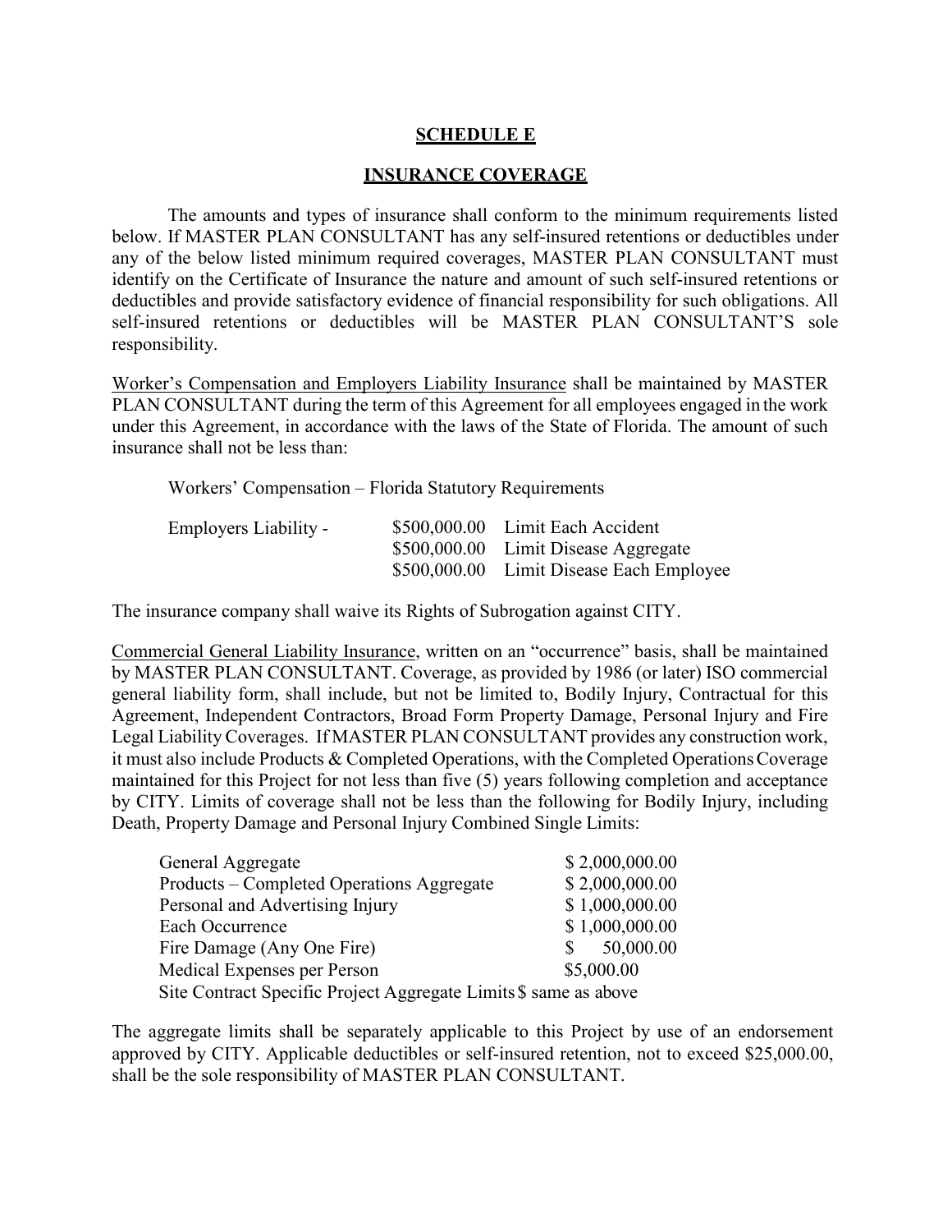## SCHEDULE E

## INSURANCE COVERAGE

The amounts and types of insurance shall conform to the minimum requirements listed below. If MASTER PLAN CONSULTANT has any self-insured retentions or deductibles under any of the below listed minimum required coverages, MASTER PLAN CONSULTANT must identify on the Certificate of Insurance the nature and amount of such self-insured retentions or deductibles and provide satisfactory evidence of financial responsibility for such obligations. All self-insured retentions or deductibles will be MASTER PLAN CONSULTANT'S sole responsibility.

Worker's Compensation and Employers Liability Insurance shall be maintained by MASTER PLAN CONSULTANT during the term of this Agreement for all employees engaged in the work under this Agreement, in accordance with the laws of the State of Florida. The amount of such insurance shall not be less than:

Workers' Compensation – Florida Statutory Requirements

| | | |
|---|---|---|
| Employers Liability - | \$500,000.00 | Limit Each Accident |
| | \$500,000.00 | Limit Disease Aggregate |
| | \$500,000.00 | Limit Disease Each Employee |

The insurance company shall waive its Rights of Subrogation against CITY.

Commercial General Liability Insurance, written on an "occurrence" basis, shall be maintained by MASTER PLAN CONSULTANT. Coverage, as provided by 1986 (or later) ISO commercial general liability form, shall include, but not be limited to, Bodily Injury, Contractual for this Agreement, Independent Contractors, Broad Form Property Damage, Personal Injury and Fire Legal Liability Coverages. If MASTER PLAN CONSULTANT provides any construction work, it must also include Products & Completed Operations, with the Completed Operations Coverage maintained for this Project for not less than five (5) years following completion and acceptance by CITY. Limits of coverage shall not be less than the following for Bodily Injury, including Death, Property Damage and Personal Injury Combined Single Limits:

| | |
|---|---|
| General Aggregate | \$ 2,000,000.00 |
| Products – Completed Operations Aggregate | \$ 2,000,000.00 |
| Personal and Advertising Injury | \$ 1,000,000.00 |
| Each Occurrence | \$ 1,000,000.00 |
| Fire Damage (Any One Fire) | \$ 50,000.00 |
| Medical Expenses per Person | \$5,000.00 |
| Site Contract Specific Project Aggregate Limits | \$ same as above |

The aggregate limits shall be separately applicable to this Project by use of an endorsement approved by CITY. Applicable deductibles or self-insured retention, not to exceed \$25,000.00, shall be the sole responsibility of MASTER PLAN CONSULTANT.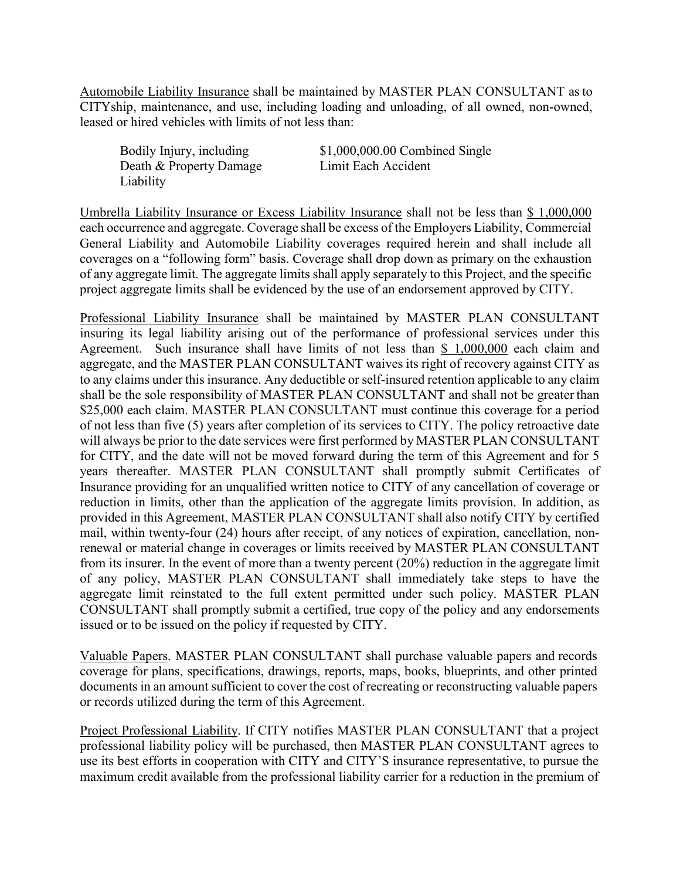Automobile Liability Insurance shall be maintained by MASTER PLAN CONSULTANT as to CITYship, maintenance, and use, including loading and unloading, of all owned, non-owned, leased or hired vehicles with limits of not less than:

| Bodily Injury, including Death & Property Damage Liability | $1,000,000.00 Combined Single Limit Each Accident |
|---|---|

Umbrella Liability Insurance or Excess Liability Insurance shall not be less than $ 1,000,000 each occurrence and aggregate. Coverage shall be excess of the Employers Liability, Commercial General Liability and Automobile Liability coverages required herein and shall include all coverages on a "following form" basis. Coverage shall drop down as primary on the exhaustion of any aggregate limit. The aggregate limits shall apply separately to this Project, and the specific project aggregate limits shall be evidenced by the use of an endorsement approved by CITY.

Professional Liability Insurance shall be maintained by MASTER PLAN CONSULTANT insuring its legal liability arising out of the performance of professional services under this Agreement. Such insurance shall have limits of not less than $ 1,000,000 each claim and aggregate, and the MASTER PLAN CONSULTANT waives its right of recovery against CITY as to any claims under this insurance. Any deductible or self-insured retention applicable to any claim shall be the sole responsibility of MASTER PLAN CONSULTANT and shall not be greater than $25,000 each claim. MASTER PLAN CONSULTANT must continue this coverage for a period of not less than five (5) years after completion of its services to CITY. The policy retroactive date will always be prior to the date services were first performed by MASTER PLAN CONSULTANT for CITY, and the date will not be moved forward during the term of this Agreement and for 5 years thereafter. MASTER PLAN CONSULTANT shall promptly submit Certificates of Insurance providing for an unqualified written notice to CITY of any cancellation of coverage or reduction in limits, other than the application of the aggregate limits provision. In addition, as provided in this Agreement, MASTER PLAN CONSULTANT shall also notify CITY by certified mail, within twenty-four (24) hours after receipt, of any notices of expiration, cancellation, non-renewal or material change in coverages or limits received by MASTER PLAN CONSULTANT from its insurer. In the event of more than a twenty percent (20%) reduction in the aggregate limit of any policy, MASTER PLAN CONSULTANT shall immediately take steps to have the aggregate limit reinstated to the full extent permitted under such policy. MASTER PLAN CONSULTANT shall promptly submit a certified, true copy of the policy and any endorsements issued or to be issued on the policy if requested by CITY.

Valuable Papers. MASTER PLAN CONSULTANT shall purchase valuable papers and records coverage for plans, specifications, drawings, reports, maps, books, blueprints, and other printed documents in an amount sufficient to cover the cost of recreating or reconstructing valuable papers or records utilized during the term of this Agreement.

Project Professional Liability. If CITY notifies MASTER PLAN CONSULTANT that a project professional liability policy will be purchased, then MASTER PLAN CONSULTANT agrees to use its best efforts in cooperation with CITY and CITY'S insurance representative, to pursue the maximum credit available from the professional liability carrier for a reduction in the premium of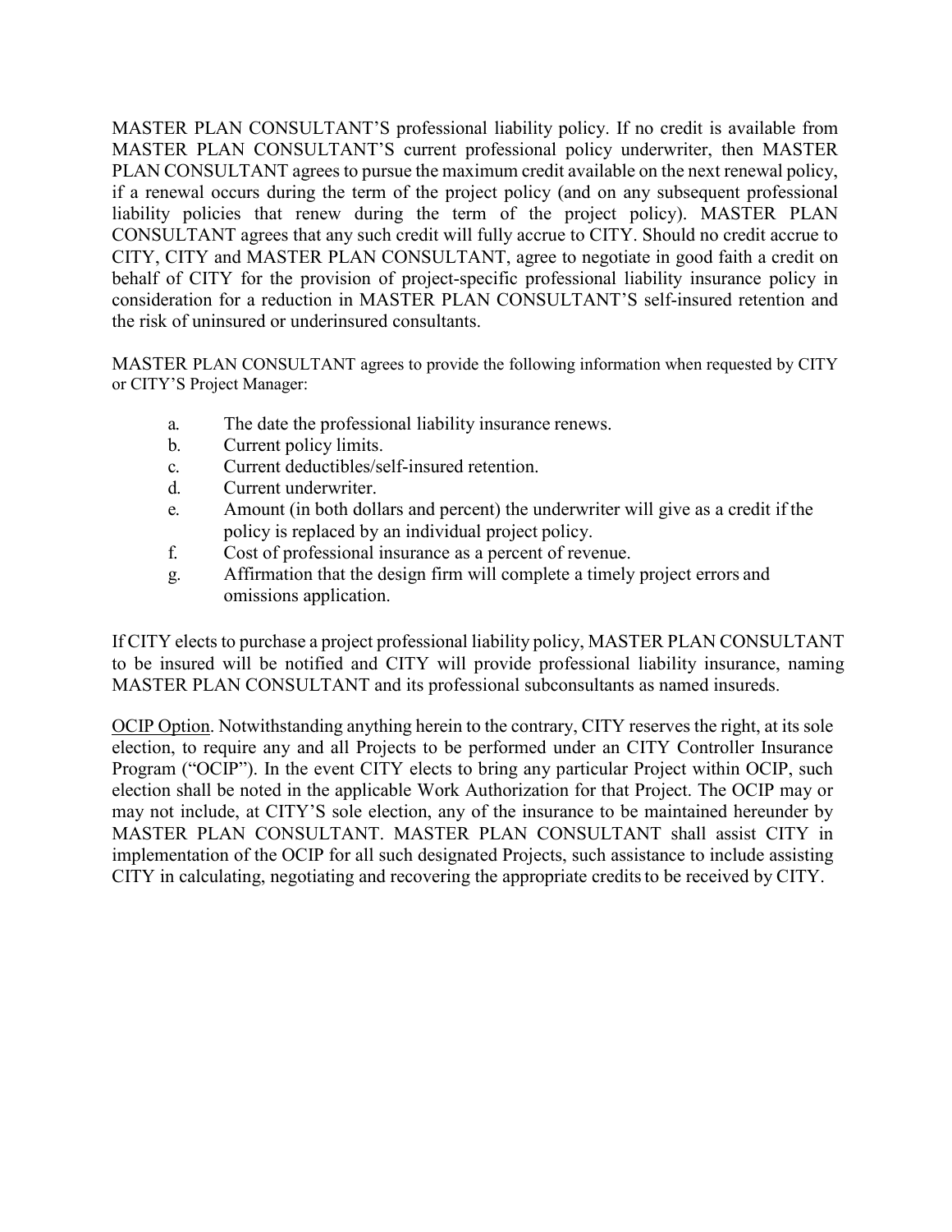MASTER PLAN CONSULTANT'S professional liability policy. If no credit is available from MASTER PLAN CONSULTANT'S current professional policy underwriter, then MASTER PLAN CONSULTANT agrees to pursue the maximum credit available on the next renewal policy, if a renewal occurs during the term of the project policy (and on any subsequent professional liability policies that renew during the term of the project policy). MASTER PLAN CONSULTANT agrees that any such credit will fully accrue to CITY. Should no credit accrue to CITY, CITY and MASTER PLAN CONSULTANT, agree to negotiate in good faith a credit on behalf of CITY for the provision of project-specific professional liability insurance policy in consideration for a reduction in MASTER PLAN CONSULTANT'S self-insured retention and the risk of uninsured or underinsured consultants.

MASTER PLAN CONSULTANT agrees to provide the following information when requested by CITY or CITY'S Project Manager:

a. The date the professional liability insurance renews.
b. Current policy limits.
c. Current deductibles/self-insured retention.
d. Current underwriter.
e. Amount (in both dollars and percent) the underwriter will give as a credit if the policy is replaced by an individual project policy.
f. Cost of professional insurance as a percent of revenue.
g. Affirmation that the design firm will complete a timely project errors and omissions application.

If CITY elects to purchase a project professional liability policy, MASTER PLAN CONSULTANT to be insured will be notified and CITY will provide professional liability insurance, naming MASTER PLAN CONSULTANT and its professional subconsultants as named insureds.

<u>OCIP Option</u>. Notwithstanding anything herein to the contrary, CITY reserves the right, at its sole election, to require any and all Projects to be performed under an CITY Controller Insurance Program ("OCIP"). In the event CITY elects to bring any particular Project within OCIP, such election shall be noted in the applicable Work Authorization for that Project. The OCIP may or may not include, at CITY'S sole election, any of the insurance to be maintained hereunder by MASTER PLAN CONSULTANT. MASTER PLAN CONSULTANT shall assist CITY in implementation of the OCIP for all such designated Projects, such assistance to include assisting CITY in calculating, negotiating and recovering the appropriate credits to be received by CITY.